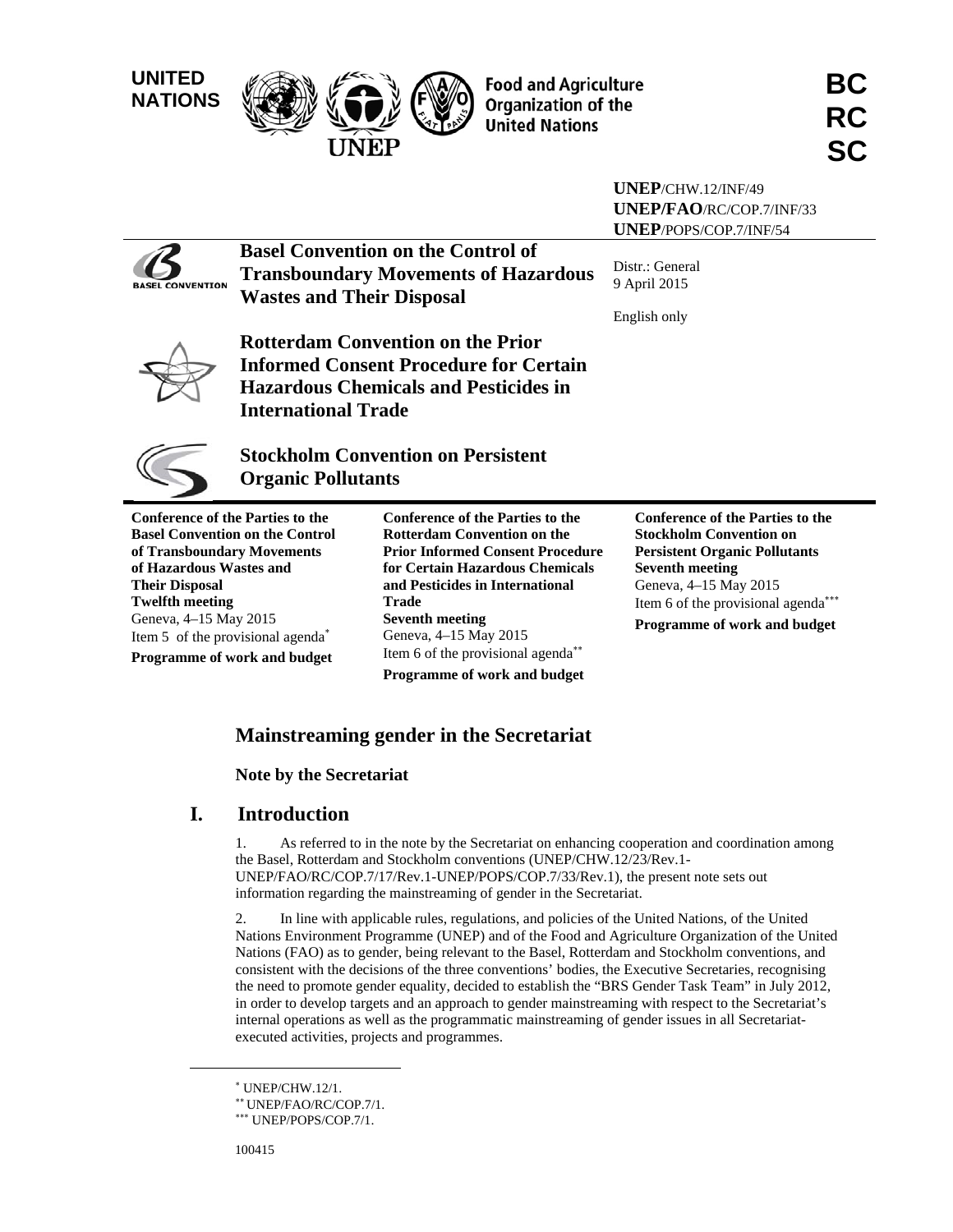UNITED NATIONS

Food and Agriculture Organization of the United Nations

UNEP

**BC RC SC**

**UNEP**/CHW.12/INF/49
**UNEP/FAO**/RC/COP.7/INF/33
**UNEP**/POPS/COP.7/INF/54

Distr.: General
9 April 2015

English only

# Basel Convention on the Control of Transboundary Movements of Hazardous Wastes and Their Disposal

# Rotterdam Convention on the Prior Informed Consent Procedure for Certain Hazardous Chemicals and Pesticides in International Trade

# Stockholm Convention on Persistent Organic Pollutants

**Conference of the Parties to the Basel Convention on the Control of Transboundary Movements of Hazardous Wastes and Their Disposal**
**Twelfth meeting**
Geneva, 4–15 May 2015
Item 5 of the provisional agenda[*]
**Programme of work and budget**

**Conference of the Parties to the Rotterdam Convention on the Prior Informed Consent Procedure for Certain Hazardous Chemicals and Pesticides in International Trade**
**Seventh meeting**
Geneva, 4–15 May 2015
Item 6 of the provisional agenda[**]
**Programme of work and budget**

**Conference of the Parties to the Stockholm Convention on Persistent Organic Pollutants**
**Seventh meeting**
Geneva, 4–15 May 2015
Item 6 of the provisional agenda[***]
**Programme of work and budget**

## Mainstreaming gender in the Secretariat

### Note by the Secretariat

## I. Introduction

1. As referred to in the note by the Secretariat on enhancing cooperation and coordination among the Basel, Rotterdam and Stockholm conventions (UNEP/CHW.12/23/Rev.1-UNEP/FAO/RC/COP.7/17/Rev.1-UNEP/POPS/COP.7/33/Rev.1), the present note sets out information regarding the mainstreaming of gender in the Secretariat.

2. In line with applicable rules, regulations, and policies of the United Nations, of the United Nations Environment Programme (UNEP) and of the Food and Agriculture Organization of the United Nations (FAO) as to gender, being relevant to the Basel, Rotterdam and Stockholm conventions, and consistent with the decisions of the three conventions' bodies, the Executive Secretaries, recognising the need to promote gender equality, decided to establish the "BRS Gender Task Team" in July 2012, in order to develop targets and an approach to gender mainstreaming with respect to the Secretariat's internal operations as well as the programmatic mainstreaming of gender issues in all Secretariat-executed activities, projects and programmes.

[*] UNEP/CHW.12/1.
[**] UNEP/FAO/RC/COP.7/1.
[***] UNEP/POPS/COP.7/1.

100415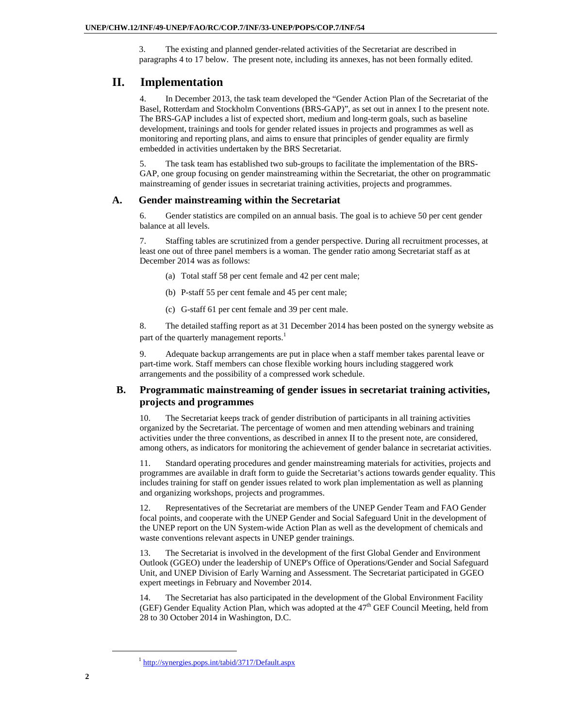3. The existing and planned gender-related activities of the Secretariat are described in paragraphs 4 to 17 below. The present note, including its annexes, has not been formally edited.

# II. Implementation

4. In December 2013, the task team developed the "Gender Action Plan of the Secretariat of the Basel, Rotterdam and Stockholm Conventions (BRS-GAP)", as set out in annex I to the present note. The BRS-GAP includes a list of expected short, medium and long-term goals, such as baseline development, trainings and tools for gender related issues in projects and programmes as well as monitoring and reporting plans, and aims to ensure that principles of gender equality are firmly embedded in activities undertaken by the BRS Secretariat.

5. The task team has established two sub-groups to facilitate the implementation of the BRS-GAP, one group focusing on gender mainstreaming within the Secretariat, the other on programmatic mainstreaming of gender issues in secretariat training activities, projects and programmes.

## A. Gender mainstreaming within the Secretariat

6. Gender statistics are compiled on an annual basis. The goal is to achieve 50 per cent gender balance at all levels.

7. Staffing tables are scrutinized from a gender perspective. During all recruitment processes, at least one out of three panel members is a woman. The gender ratio among Secretariat staff as at December 2014 was as follows:

(a) Total staff 58 per cent female and 42 per cent male;

(b) P-staff 55 per cent female and 45 per cent male;

(c) G-staff 61 per cent female and 39 per cent male.

8. The detailed staffing report as at 31 December 2014 has been posted on the synergy website as part of the quarterly management reports.[1]

9. Adequate backup arrangements are put in place when a staff member takes parental leave or part-time work. Staff members can chose flexible working hours including staggered work arrangements and the possibility of a compressed work schedule.

## B. Programmatic mainstreaming of gender issues in secretariat training activities, projects and programmes

10. The Secretariat keeps track of gender distribution of participants in all training activities organized by the Secretariat. The percentage of women and men attending webinars and training activities under the three conventions, as described in annex II to the present note, are considered, among others, as indicators for monitoring the achievement of gender balance in secretariat activities.

11. Standard operating procedures and gender mainstreaming materials for activities, projects and programmes are available in draft form to guide the Secretariat's actions towards gender equality. This includes training for staff on gender issues related to work plan implementation as well as planning and organizing workshops, projects and programmes.

12. Representatives of the Secretariat are members of the UNEP Gender Team and FAO Gender focal points, and cooperate with the UNEP Gender and Social Safeguard Unit in the development of the UNEP report on the UN System-wide Action Plan as well as the development of chemicals and waste conventions relevant aspects in UNEP gender trainings.

13. The Secretariat is involved in the development of the first Global Gender and Environment Outlook (GGEO) under the leadership of UNEP's Office of Operations/Gender and Social Safeguard Unit, and UNEP Division of Early Warning and Assessment. The Secretariat participated in GGEO expert meetings in February and November 2014.

14. The Secretariat has also participated in the development of the Global Environment Facility (GEF) Gender Equality Action Plan, which was adopted at the 47th GEF Council Meeting, held from 28 to 30 October 2014 in Washington, D.C.

[1] http://synergies.pops.int/tabid/3717/Default.aspx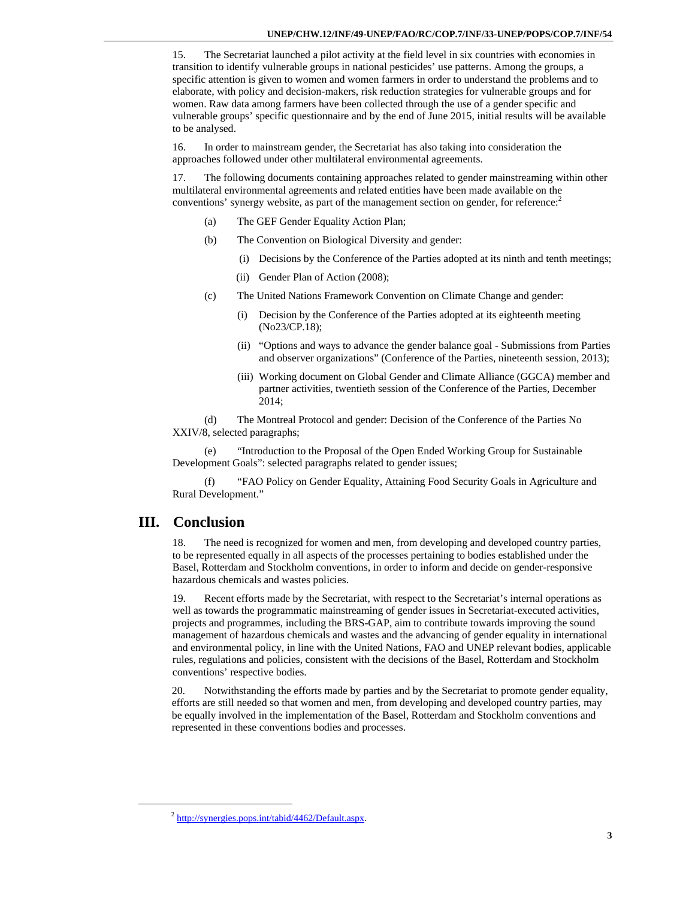15. The Secretariat launched a pilot activity at the field level in six countries with economies in transition to identify vulnerable groups in national pesticides' use patterns. Among the groups, a specific attention is given to women and women farmers in order to understand the problems and to elaborate, with policy and decision-makers, risk reduction strategies for vulnerable groups and for women. Raw data among farmers have been collected through the use of a gender specific and vulnerable groups' specific questionnaire and by the end of June 2015, initial results will be available to be analysed.

16. In order to mainstream gender, the Secretariat has also taking into consideration the approaches followed under other multilateral environmental agreements.

17. The following documents containing approaches related to gender mainstreaming within other multilateral environmental agreements and related entities have been made available on the conventions' synergy website, as part of the management section on gender, for reference:[2]

(a) The GEF Gender Equality Action Plan;

(b) The Convention on Biological Diversity and gender:

(i) Decisions by the Conference of the Parties adopted at its ninth and tenth meetings;

(ii) Gender Plan of Action (2008);

(c) The United Nations Framework Convention on Climate Change and gender:

(i) Decision by the Conference of the Parties adopted at its eighteenth meeting (No23/CP.18);

(ii) "Options and ways to advance the gender balance goal - Submissions from Parties and observer organizations" (Conference of the Parties, nineteenth session, 2013);

(iii) Working document on Global Gender and Climate Alliance (GGCA) member and partner activities, twentieth session of the Conference of the Parties, December 2014;

(d) The Montreal Protocol and gender: Decision of the Conference of the Parties No XXIV/8, selected paragraphs;

(e) "Introduction to the Proposal of the Open Ended Working Group for Sustainable Development Goals": selected paragraphs related to gender issues;

(f) "FAO Policy on Gender Equality, Attaining Food Security Goals in Agriculture and Rural Development."

# III. Conclusion

18. The need is recognized for women and men, from developing and developed country parties, to be represented equally in all aspects of the processes pertaining to bodies established under the Basel, Rotterdam and Stockholm conventions, in order to inform and decide on gender-responsive hazardous chemicals and wastes policies.

19. Recent efforts made by the Secretariat, with respect to the Secretariat's internal operations as well as towards the programmatic mainstreaming of gender issues in Secretariat-executed activities, projects and programmes, including the BRS-GAP, aim to contribute towards improving the sound management of hazardous chemicals and wastes and the advancing of gender equality in international and environmental policy, in line with the United Nations, FAO and UNEP relevant bodies, applicable rules, regulations and policies, consistent with the decisions of the Basel, Rotterdam and Stockholm conventions' respective bodies.

20. Notwithstanding the efforts made by parties and by the Secretariat to promote gender equality, efforts are still needed so that women and men, from developing and developed country parties, may be equally involved in the implementation of the Basel, Rotterdam and Stockholm conventions and represented in these conventions bodies and processes.

---

[2] http://synergies.pops.int/tabid/4462/Default.aspx.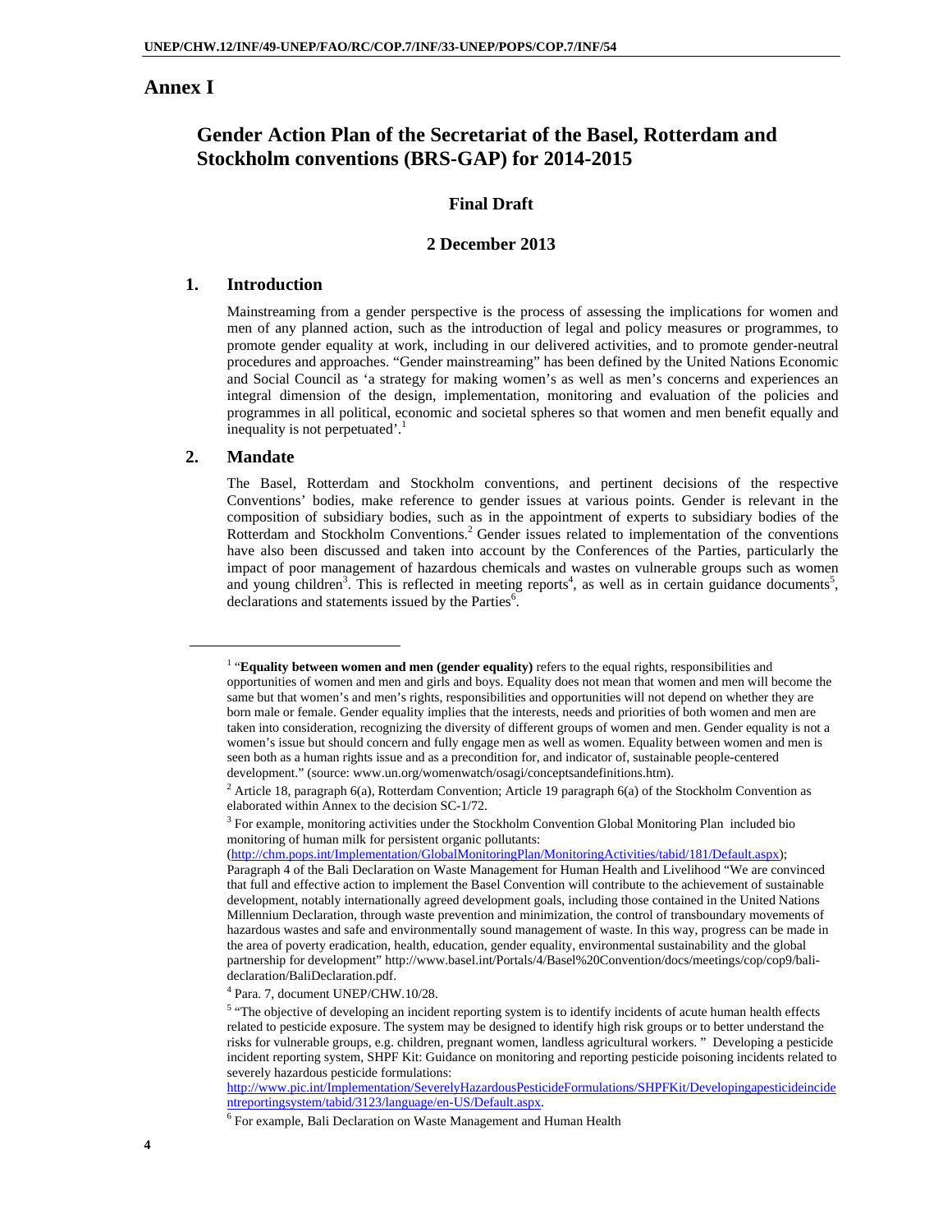# Annex I

## Gender Action Plan of the Secretariat of the Basel, Rotterdam and Stockholm conventions (BRS-GAP) for 2014-2015

**Final Draft**

**2 December 2013**

### 1. Introduction

Mainstreaming from a gender perspective is the process of assessing the implications for women and men of any planned action, such as the introduction of legal and policy measures or programmes, to promote gender equality at work, including in our delivered activities, and to promote gender-neutral procedures and approaches. "Gender mainstreaming" has been defined by the United Nations Economic and Social Council as 'a strategy for making women's as well as men's concerns and experiences an integral dimension of the design, implementation, monitoring and evaluation of the policies and programmes in all political, economic and societal spheres so that women and men benefit equally and inequality is not perpetuated'.[1]

### 2. Mandate

The Basel, Rotterdam and Stockholm conventions, and pertinent decisions of the respective Conventions' bodies, make reference to gender issues at various points. Gender is relevant in the composition of subsidiary bodies, such as in the appointment of experts to subsidiary bodies of the Rotterdam and Stockholm Conventions.[2] Gender issues related to implementation of the conventions have also been discussed and taken into account by the Conferences of the Parties, particularly the impact of poor management of hazardous chemicals and wastes on vulnerable groups such as women and young children[3]. This is reflected in meeting reports[4], as well as in certain guidance documents[5], declarations and statements issued by the Parties[6].

---

[1] "**Equality between women and men (gender equality)** refers to the equal rights, responsibilities and opportunities of women and men and girls and boys. Equality does not mean that women and men will become the same but that women's and men's rights, responsibilities and opportunities will not depend on whether they are born male or female. Gender equality implies that the interests, needs and priorities of both women and men are taken into consideration, recognizing the diversity of different groups of women and men. Gender equality is not a women's issue but should concern and fully engage men as well as women. Equality between women and men is seen both as a human rights issue and as a precondition for, and indicator of, sustainable people-centered development." (source: www.un.org/womenwatch/osagi/conceptsandefinitions.htm).

[2] Article 18, paragraph 6(a), Rotterdam Convention; Article 19 paragraph 6(a) of the Stockholm Convention as elaborated within Annex to the decision SC-1/72.

[3] For example, monitoring activities under the Stockholm Convention Global Monitoring Plan included bio monitoring of human milk for persistent organic pollutants: (http://chm.pops.int/Implementation/GlobalMonitoringPlan/MonitoringActivities/tabid/181/Default.aspx); Paragraph 4 of the Bali Declaration on Waste Management for Human Health and Livelihood "We are convinced that full and effective action to implement the Basel Convention will contribute to the achievement of sustainable development, notably internationally agreed development goals, including those contained in the United Nations Millennium Declaration, through waste prevention and minimization, the control of transboundary movements of hazardous wastes and safe and environmentally sound management of waste. In this way, progress can be made in the area of poverty eradication, health, education, gender equality, environmental sustainability and the global partnership for development" http://www.basel.int/Portals/4/Basel%20Convention/docs/meetings/cop/cop9/bali-declaration/BaliDeclaration.pdf.

[4] Para. 7, document UNEP/CHW.10/28.

[5] "The objective of developing an incident reporting system is to identify incidents of acute human health effects related to pesticide exposure. The system may be designed to identify high risk groups or to better understand the risks for vulnerable groups, e.g. children, pregnant women, landless agricultural workers. " Developing a pesticide incident reporting system, SHPF Kit: Guidance on monitoring and reporting pesticide poisoning incidents related to severely hazardous pesticide formulations: http://www.pic.int/Implementation/SeverelyHazardousPesticideFormulations/SHPFKit/Developingapesticideincidentreportingsystem/tabid/3123/language/en-US/Default.aspx.

[6] For example, Bali Declaration on Waste Management and Human Health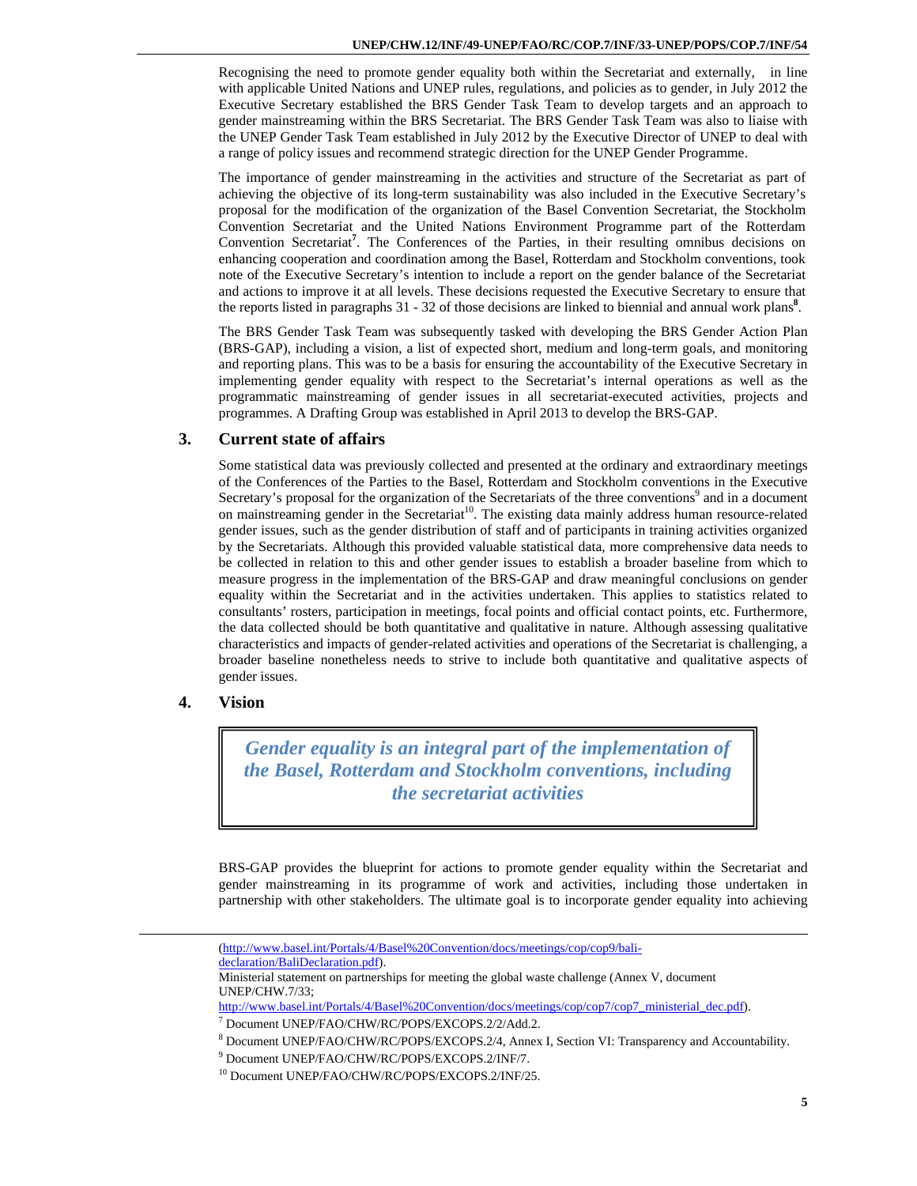Recognising the need to promote gender equality both within the Secretariat and externally, in line with applicable United Nations and UNEP rules, regulations, and policies as to gender, in July 2012 the Executive Secretary established the BRS Gender Task Team to develop targets and an approach to gender mainstreaming within the BRS Secretariat. The BRS Gender Task Team was also to liaise with the UNEP Gender Task Team established in July 2012 by the Executive Director of UNEP to deal with a range of policy issues and recommend strategic direction for the UNEP Gender Programme.

The importance of gender mainstreaming in the activities and structure of the Secretariat as part of achieving the objective of its long-term sustainability was also included in the Executive Secretary's proposal for the modification of the organization of the Basel Convention Secretariat, the Stockholm Convention Secretariat and the United Nations Environment Programme part of the Rotterdam Convention Secretariat[7]. The Conferences of the Parties, in their resulting omnibus decisions on enhancing cooperation and coordination among the Basel, Rotterdam and Stockholm conventions, took note of the Executive Secretary's intention to include a report on the gender balance of the Secretariat and actions to improve it at all levels. These decisions requested the Executive Secretary to ensure that the reports listed in paragraphs 31 - 32 of those decisions are linked to biennial and annual work plans[8].

The BRS Gender Task Team was subsequently tasked with developing the BRS Gender Action Plan (BRS-GAP), including a vision, a list of expected short, medium and long-term goals, and monitoring and reporting plans. This was to be a basis for ensuring the accountability of the Executive Secretary in implementing gender equality with respect to the Secretariat's internal operations as well as the programmatic mainstreaming of gender issues in all secretariat-executed activities, projects and programmes. A Drafting Group was established in April 2013 to develop the BRS-GAP.

## 3. Current state of affairs

Some statistical data was previously collected and presented at the ordinary and extraordinary meetings of the Conferences of the Parties to the Basel, Rotterdam and Stockholm conventions in the Executive Secretary's proposal for the organization of the Secretariats of the three conventions[9] and in a document on mainstreaming gender in the Secretariat[10]. The existing data mainly address human resource-related gender issues, such as the gender distribution of staff and of participants in training activities organized by the Secretariats. Although this provided valuable statistical data, more comprehensive data needs to be collected in relation to this and other gender issues to establish a broader baseline from which to measure progress in the implementation of the BRS-GAP and draw meaningful conclusions on gender equality within the Secretariat and in the activities undertaken. This applies to statistics related to consultants' rosters, participation in meetings, focal points and official contact points, etc. Furthermore, the data collected should be both quantitative and qualitative in nature. Although assessing qualitative characteristics and impacts of gender-related activities and operations of the Secretariat is challenging, a broader baseline nonetheless needs to strive to include both quantitative and qualitative aspects of gender issues.

## 4. Vision

> ***Gender equality is an integral part of the implementation of the Basel, Rotterdam and Stockholm conventions, including the secretariat activities***

BRS-GAP provides the blueprint for actions to promote gender equality within the Secretariat and gender mainstreaming in its programme of work and activities, including those undertaken in partnership with other stakeholders. The ultimate goal is to incorporate gender equality into achieving

---

(http://www.basel.int/Portals/4/Basel%20Convention/docs/meetings/cop/cop9/bali-declaration/BaliDeclaration.pdf).

Ministerial statement on partnerships for meeting the global waste challenge (Annex V, document UNEP/CHW.7/33; http://www.basel.int/Portals/4/Basel%20Convention/docs/meetings/cop/cop7/cop7_ministerial_dec.pdf).

[7] Document UNEP/FAO/CHW/RC/POPS/EXCOPS.2/2/Add.2.

[8] Document UNEP/FAO/CHW/RC/POPS/EXCOPS.2/4, Annex I, Section VI: Transparency and Accountability.

[9] Document UNEP/FAO/CHW/RC/POPS/EXCOPS.2/INF/7.

[10] Document UNEP/FAO/CHW/RC/POPS/EXCOPS.2/INF/25.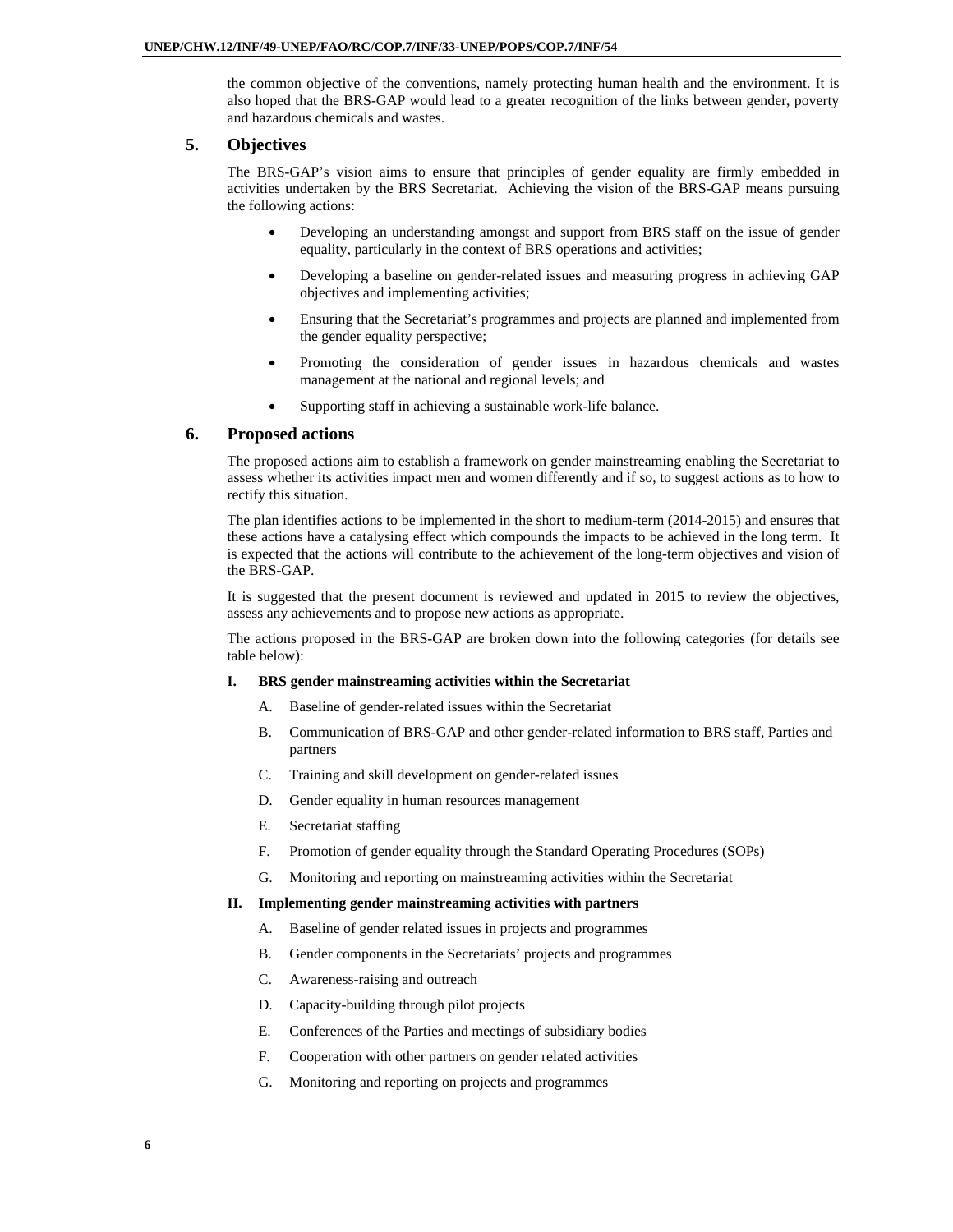the common objective of the conventions, namely protecting human health and the environment. It is also hoped that the BRS-GAP would lead to a greater recognition of the links between gender, poverty and hazardous chemicals and wastes.

## 5. Objectives

The BRS-GAP's vision aims to ensure that principles of gender equality are firmly embedded in activities undertaken by the BRS Secretariat. Achieving the vision of the BRS-GAP means pursuing the following actions:

- Developing an understanding amongst and support from BRS staff on the issue of gender equality, particularly in the context of BRS operations and activities;
- Developing a baseline on gender-related issues and measuring progress in achieving GAP objectives and implementing activities;
- Ensuring that the Secretariat's programmes and projects are planned and implemented from the gender equality perspective;
- Promoting the consideration of gender issues in hazardous chemicals and wastes management at the national and regional levels; and
- Supporting staff in achieving a sustainable work-life balance.

## 6. Proposed actions

The proposed actions aim to establish a framework on gender mainstreaming enabling the Secretariat to assess whether its activities impact men and women differently and if so, to suggest actions as to how to rectify this situation.

The plan identifies actions to be implemented in the short to medium-term (2014-2015) and ensures that these actions have a catalysing effect which compounds the impacts to be achieved in the long term. It is expected that the actions will contribute to the achievement of the long-term objectives and vision of the BRS-GAP.

It is suggested that the present document is reviewed and updated in 2015 to review the objectives, assess any achievements and to propose new actions as appropriate.

The actions proposed in the BRS-GAP are broken down into the following categories (for details see table below):

**I. BRS gender mainstreaming activities within the Secretariat**

A. Baseline of gender-related issues within the Secretariat

B. Communication of BRS-GAP and other gender-related information to BRS staff, Parties and partners

C. Training and skill development on gender-related issues

D. Gender equality in human resources management

E. Secretariat staffing

F. Promotion of gender equality through the Standard Operating Procedures (SOPs)

G. Monitoring and reporting on mainstreaming activities within the Secretariat

**II. Implementing gender mainstreaming activities with partners**

A. Baseline of gender related issues in projects and programmes

B. Gender components in the Secretariats' projects and programmes

C. Awareness-raising and outreach

D. Capacity-building through pilot projects

E. Conferences of the Parties and meetings of subsidiary bodies

F. Cooperation with other partners on gender related activities

G. Monitoring and reporting on projects and programmes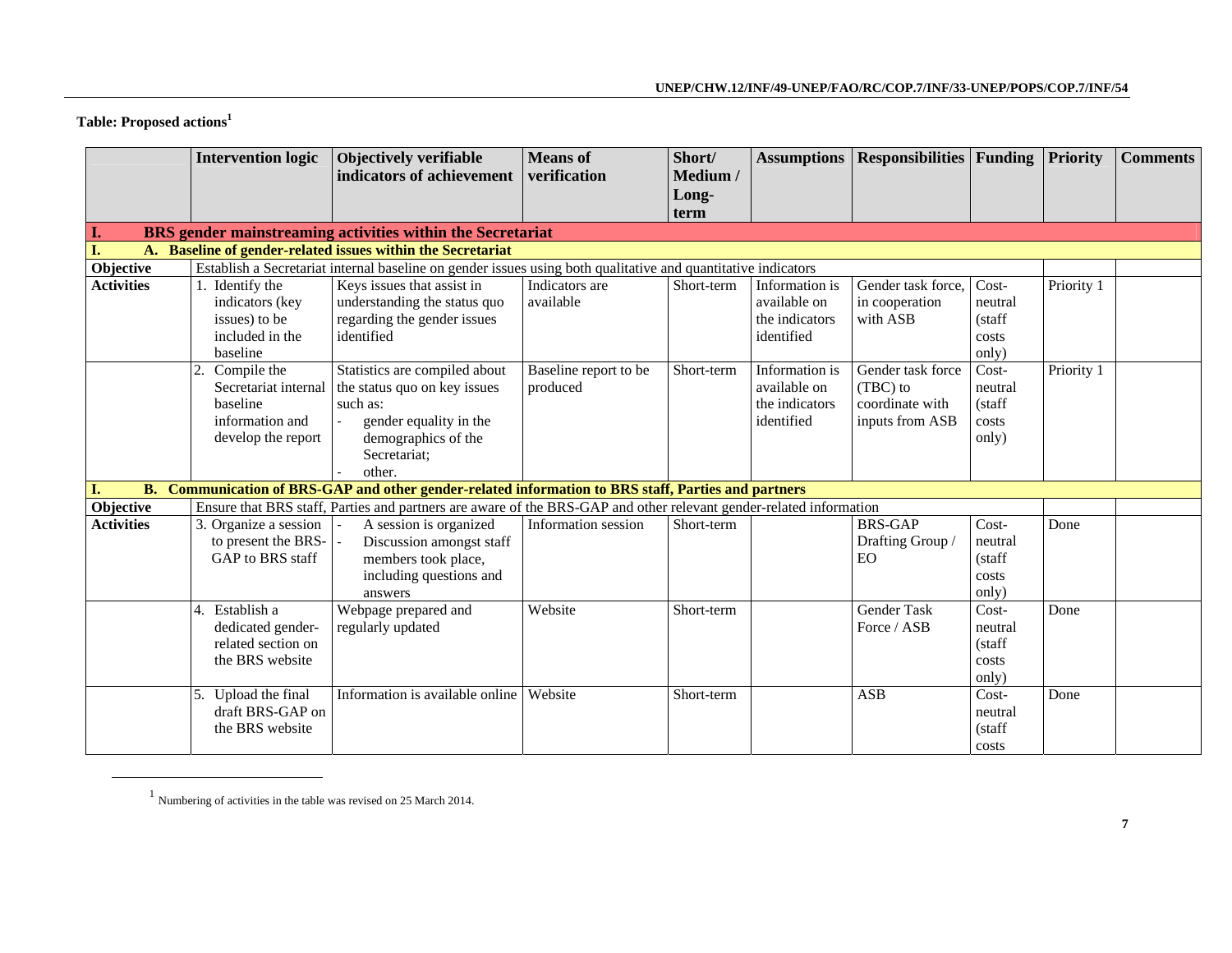**Table: Proposed actions[1]**

| | Intervention logic | Objectively verifiable indicators of achievement | Means of verification | Short/ Medium / Long-term | Assumptions | Responsibilities | Funding | Priority | Comments |
|---|---|---|---|---|---|---|---|---|---|
| **I.** | **BRS gender mainstreaming activities within the Secretariat** | | | | | | | | |
| **I.** | **A. Baseline of gender-related issues within the Secretariat** | | | | | | | | |
| **Objective** | Establish a Secretariat internal baseline on gender issues using both qualitative and quantitative indicators | | | | | | | | |
| **Activities** | 1. Identify the indicators (key issues) to be included in the baseline | Keys issues that assist in understanding the status quo regarding the gender issues identified | Indicators are available | Short-term | Information is available on the indicators identified | Gender task force, in cooperation with ASB | Cost-neutral (staff costs only) | Priority 1 | |
| | 2. Compile the Secretariat internal baseline information and develop the report | Statistics are compiled about the status quo on key issues such as: - gender equality in the demographics of the Secretariat; - other. | Baseline report to be produced | Short-term | Information is available on the indicators identified | Gender task force (TBC) to coordinate with inputs from ASB | Cost-neutral (staff costs only) | Priority 1 | |
| **I.** | **B. Communication of BRS-GAP and other gender-related information to BRS staff, Parties and partners** | | | | | | | | |
| **Objective** | Ensure that BRS staff, Parties and partners are aware of the BRS-GAP and other relevant gender-related information | | | | | | | | |
| **Activities** | 3. Organize a session to present the BRS-GAP to BRS staff | - A session is organized - Discussion amongst staff members took place, including questions and answers | Information session | Short-term | | BRS-GAP Drafting Group / EO | Cost-neutral (staff costs only) | Done | |
| | 4. Establish a dedicated gender-related section on the BRS website | Webpage prepared and regularly updated | Website | Short-term | | Gender Task Force / ASB | Cost-neutral (staff costs only) | Done | |
| | 5. Upload the final draft BRS-GAP on the BRS website | Information is available online | Website | Short-term | | ASB | Cost-neutral (staff costs | Done | |

[1] Numbering of activities in the table was revised on 25 March 2014.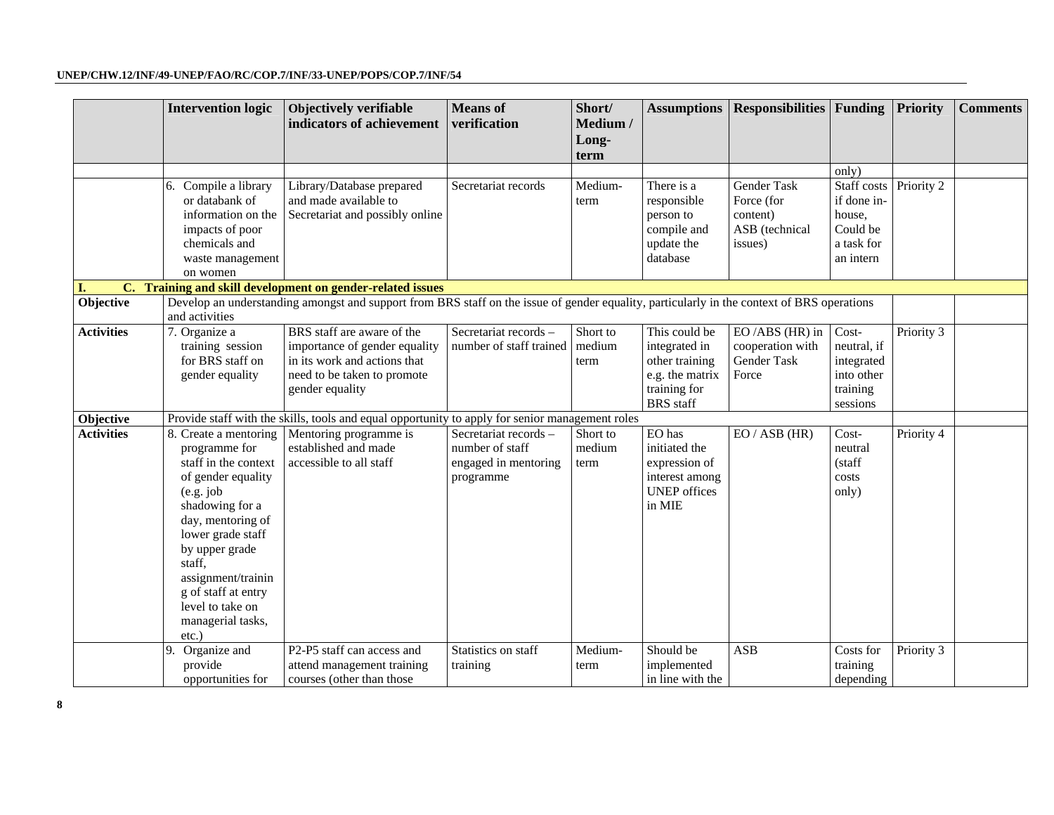| | Intervention logic | Objectively verifiable indicators of achievement | Means of verification | Short/ Medium / Long-term | Assumptions | Responsibilities | Funding | Priority | Comments |
|---|---|---|---|---|---|---|---|---|---|
| | | | | | | | only) | | |
| | 6. Compile a library or databank of information on the impacts of poor chemicals and waste management on women | Library/Database prepared and made available to Secretariat and possibly online | Secretariat records | Medium-term | There is a responsible person to compile and update the database | Gender Task Force (for content) ASB (technical issues) | Staff costs if done in-house, Could be a task for an intern | Priority 2 | |
| **I. C. Training and skill development on gender-related issues** | | | | | | | | | |
| **Objective** | Develop an understanding amongst and support from BRS staff on the issue of gender equality, particularly in the context of BRS operations and activities | | | | | | | | |
| **Activities** | 7. Organize a training session for BRS staff on gender equality | BRS staff are aware of the importance of gender equality in its work and actions that need to be taken to promote gender equality | Secretariat records – number of staff trained | Short to medium term | This could be integrated in other training e.g. the matrix training for BRS staff | EO /ABS (HR) in cooperation with Gender Task Force | Cost-neutral, if integrated into other training sessions | Priority 3 | |
| **Objective** | Provide staff with the skills, tools and equal opportunity to apply for senior management roles | | | | | | | | |
| **Activities** | 8. Create a mentoring programme for staff in the context of gender equality (e.g. job shadowing for a day, mentoring of lower grade staff by upper grade staff, assignment/training of staff at entry level to take on managerial tasks, etc.) | Mentoring programme is established and made accessible to all staff | Secretariat records – number of staff engaged in mentoring programme | Short to medium term | EO has initiated the expression of interest among UNEP offices in MIE | EO / ASB (HR) | Cost-neutral (staff costs only) | Priority 4 | |
| | 9. Organize and provide opportunities for | P2-P5 staff can access and attend management training courses (other than those | Statistics on staff training | Medium-term | Should be implemented in line with the | ASB | Costs for training depending | Priority 3 | |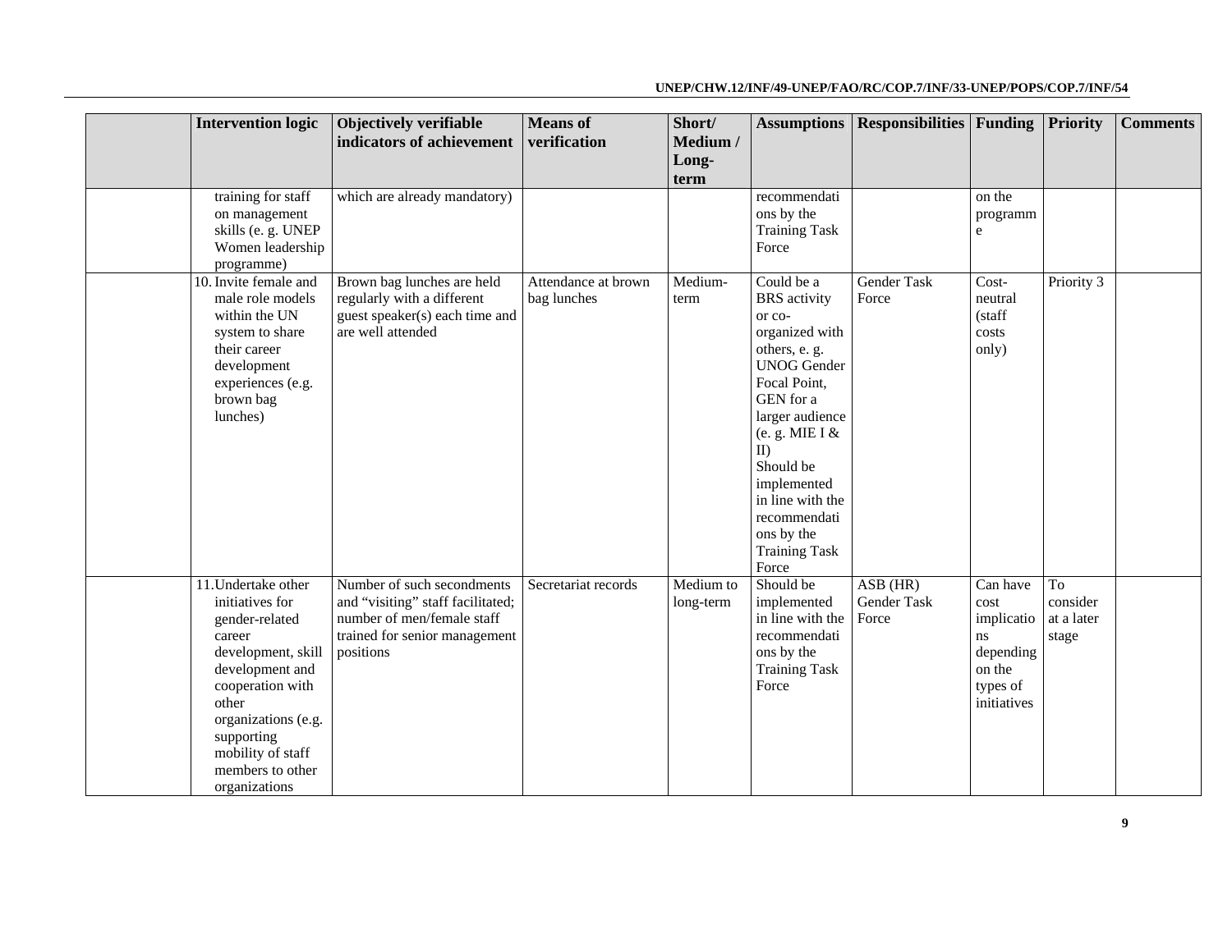| | Intervention logic | Objectively verifiable indicators of achievement | Means of verification | Short/ Medium / Long-term | Assumptions | Responsibilities | Funding | Priority | Comments |
|---|---|---|---|---|---|---|---|---|---|
| | training for staff on management skills (e. g. UNEP Women leadership programme) | which are already mandatory) | | | recommendations by the Training Task Force | | on the programme | | |
| | 10. Invite female and male role models within the UN system to share their career development experiences (e.g. brown bag lunches) | Brown bag lunches are held regularly with a different guest speaker(s) each time and are well attended | Attendance at brown bag lunches | Medium-term | Could be a BRS activity or co-organized with others, e. g. UNOG Gender Focal Point, GEN for a larger audience (e. g. MIE I & II) Should be implemented in line with the recommendations by the Training Task Force | Gender Task Force | Cost-neutral (staff costs only) | Priority 3 | |
| | 11. Undertake other initiatives for gender-related career development, skill development and cooperation with other organizations (e.g. supporting mobility of staff members to other organizations | Number of such secondments and "visiting" staff facilitated; number of men/female staff trained for senior management positions | Secretariat records | Medium to long-term | Should be implemented in line with the recommendations by the Training Task Force | ASB (HR) Gender Task Force | Can have cost implications depending on the types of initiatives | To consider at a later stage | |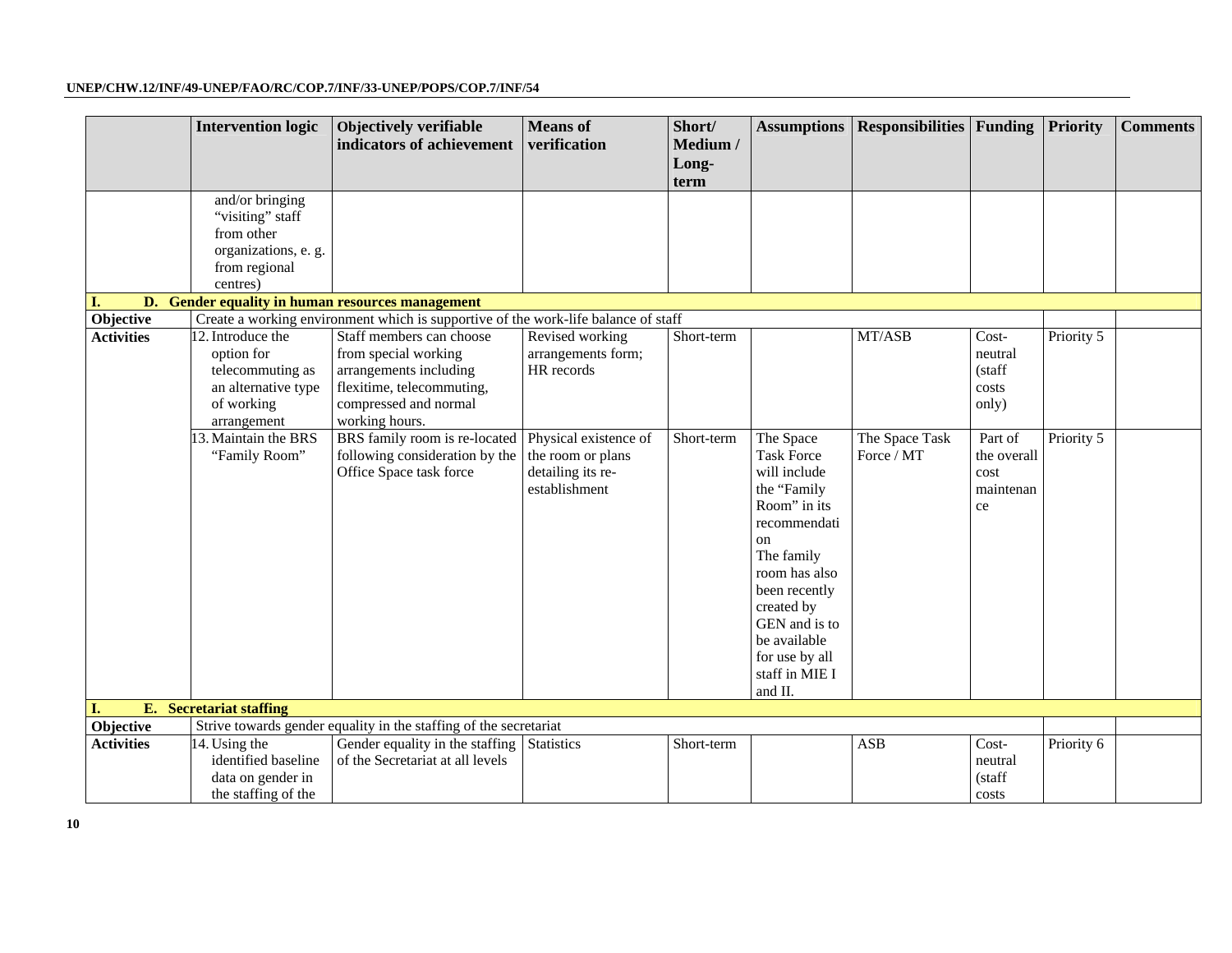| | Intervention logic | Objectively verifiable indicators of achievement | Means of verification | Short/ Medium / Long-term | Assumptions | Responsibilities | Funding | Priority | Comments |
|---|---|---|---|---|---|---|---|---|---|
| | and/or bringing "visiting" staff from other organizations, e. g. from regional centres) | | | | | | | | |
| **I. D. Gender equality in human resources management** | | | | | | | | | |
| **Objective** | Create a working environment which is supportive of the work-life balance of staff | | | | | | | | |
| **Activities** | 12. Introduce the option for telecommuting as an alternative type of working arrangement | Staff members can choose from special working arrangements including flexitime, telecommuting, compressed and normal working hours. | Revised working arrangements form; HR records | Short-term | | MT/ASB | Cost-neutral (staff costs only) | Priority 5 | |
| | 13. Maintain the BRS "Family Room" | BRS family room is re-located following consideration by the Office Space task force | Physical existence of the room or plans detailing its re-establishment | Short-term | The Space Task Force will include the "Family Room" in its recommendation The family room has also been recently created by GEN and is to be available for use by all staff in MIE I and II. | The Space Task Force / MT | Part of the overall cost maintenance | Priority 5 | |
| **I. E. Secretariat staffing** | | | | | | | | | |
| **Objective** | Strive towards gender equality in the staffing of the secretariat | | | | | | | | |
| **Activities** | 14. Using the identified baseline data on gender in the staffing of the | Gender equality in the staffing of the Secretariat at all levels | Statistics | Short-term | | ASB | Cost-neutral (staff costs | Priority 6 | |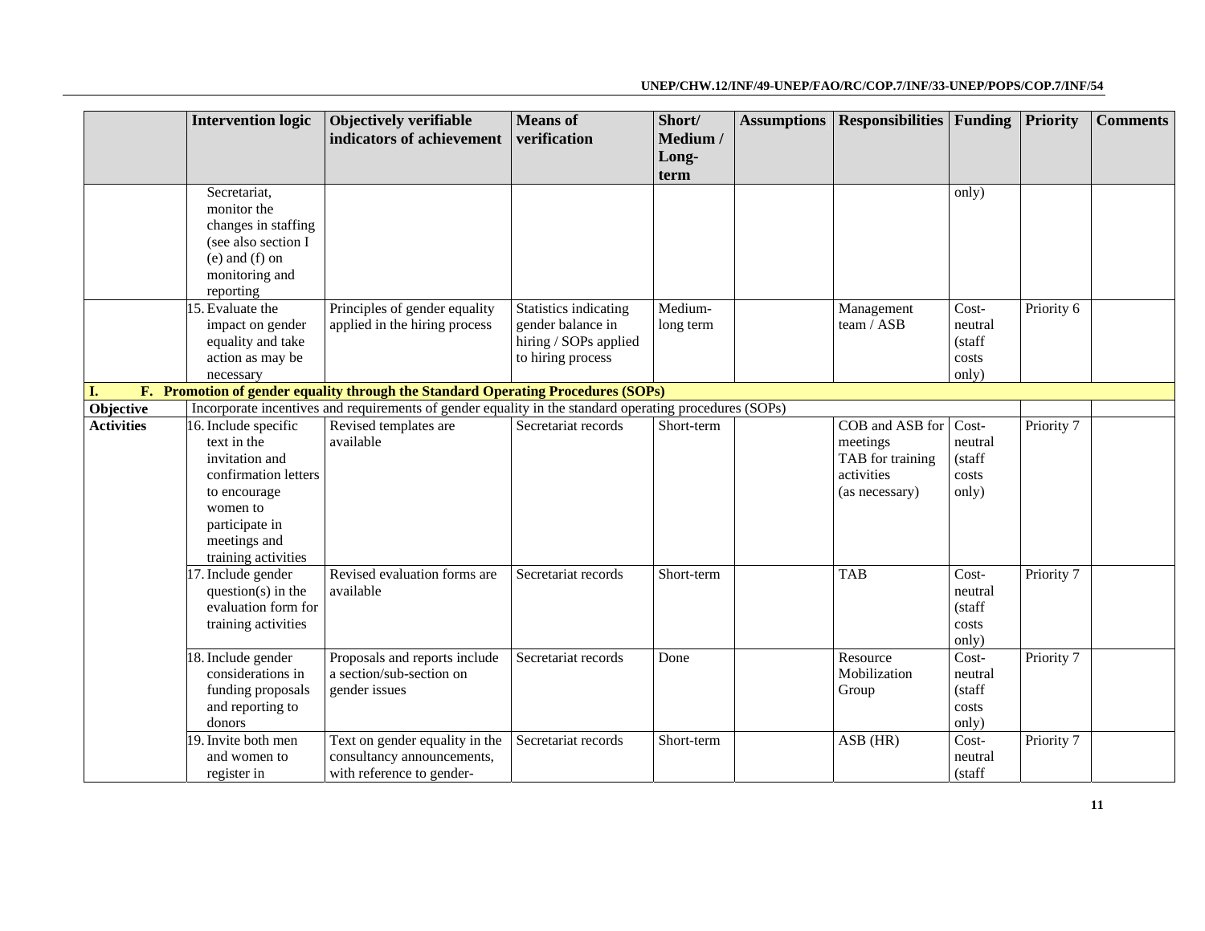| | Intervention logic | Objectively verifiable indicators of achievement | Means of verification | Short/ Medium / Long-term | Assumptions | Responsibilities | Funding | Priority | Comments |
|---|---|---|---|---|---|---|---|---|---|
| | Secretariat, monitor the changes in staffing (see also section I (e) and (f) on monitoring and reporting | | | | | | only) | | |
| | 15. Evaluate the impact on gender equality and take action as may be necessary | Principles of gender equality applied in the hiring process | Statistics indicating gender balance in hiring / SOPs applied to hiring process | Medium-long term | | Management team / ASB | Cost-neutral (staff costs only) | Priority 6 | |
| **I. F. Promotion of gender equality through the Standard Operating Procedures (SOPs)** | | | | | | | | | |
| **Objective** | Incorporate incentives and requirements of gender equality in the standard operating procedures (SOPs) | | | | | | | | |
| **Activities** | 16. Include specific text in the invitation and confirmation letters to encourage women to participate in meetings and training activities | Revised templates are available | Secretariat records | Short-term | | COB and ASB for meetings TAB for training activities (as necessary) | Cost-neutral (staff costs only) | Priority 7 | |
| | 17. Include gender question(s) in the evaluation form for training activities | Revised evaluation forms are available | Secretariat records | Short-term | | TAB | Cost-neutral (staff costs only) | Priority 7 | |
| | 18. Include gender considerations in funding proposals and reporting to donors | Proposals and reports include a section/sub-section on gender issues | Secretariat records | Done | | Resource Mobilization Group | Cost-neutral (staff costs only) | Priority 7 | |
| | 19. Invite both men and women to register in | Text on gender equality in the consultancy announcements, with reference to gender- | Secretariat records | Short-term | | ASB (HR) | Cost-neutral (staff | Priority 7 | |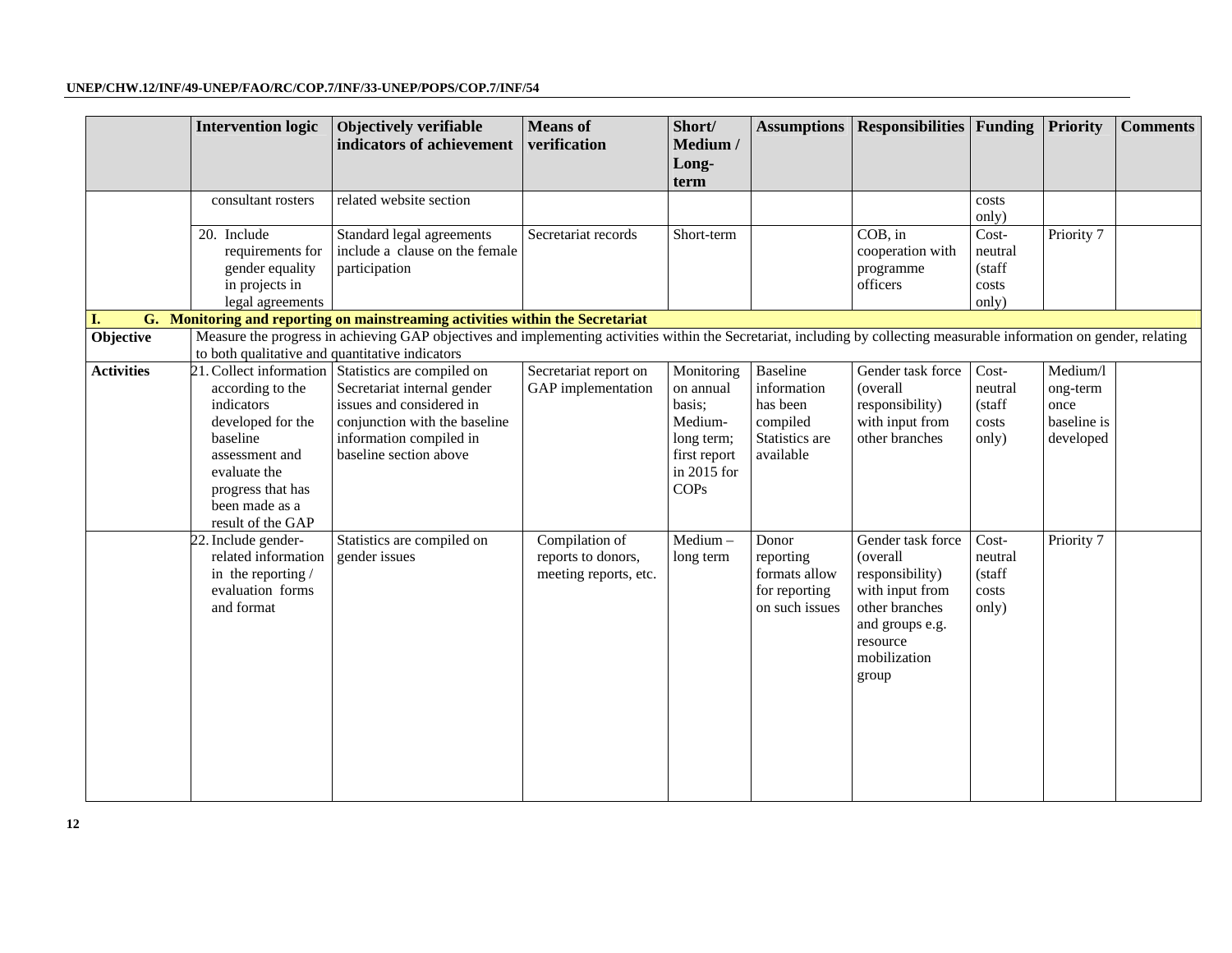| | Intervention logic | Objectively verifiable indicators of achievement | Means of verification | Short/ Medium / Long-term | Assumptions | Responsibilities | Funding | Priority | Comments |
|---|---|---|---|---|---|---|---|---|---|
| | consultant rosters | related website section | | | | | costs only) | | |
| | 20. Include requirements for gender equality in projects in legal agreements | Standard legal agreements include a clause on the female participation | Secretariat records | Short-term | | COB, in cooperation with programme officers | Cost-neutral (staff costs only) | Priority 7 | |
| **I. G. Monitoring and reporting on mainstreaming activities within the Secretariat** | | | | | | | | | |
| **Objective** | Measure the progress in achieving GAP objectives and implementing activities within the Secretariat, including by collecting measurable information on gender, relating to both qualitative and quantitative indicators | | | | | | | | |
| **Activities** | 21. Collect information according to the indicators developed for the baseline assessment and evaluate the progress that has been made as a result of the GAP | Statistics are compiled on Secretariat internal gender issues and considered in conjunction with the baseline information compiled in baseline section above | Secretariat report on GAP implementation | Monitoring on annual basis; Medium-long term; first report in 2015 for COPs | Baseline information has been compiled Statistics are available | Gender task force (overall responsibility) with input from other branches | Cost-neutral (staff costs only) | Medium/long-term once baseline is developed | |
| | 22. Include gender-related information in the reporting / evaluation forms and format | Statistics are compiled on gender issues | Compilation of reports to donors, meeting reports, etc. | Medium – long term | Donor reporting formats allow for reporting on such issues | Gender task force (overall responsibility) with input from other branches and groups e.g. resource mobilization group | Cost-neutral (staff costs only) | Priority 7 | |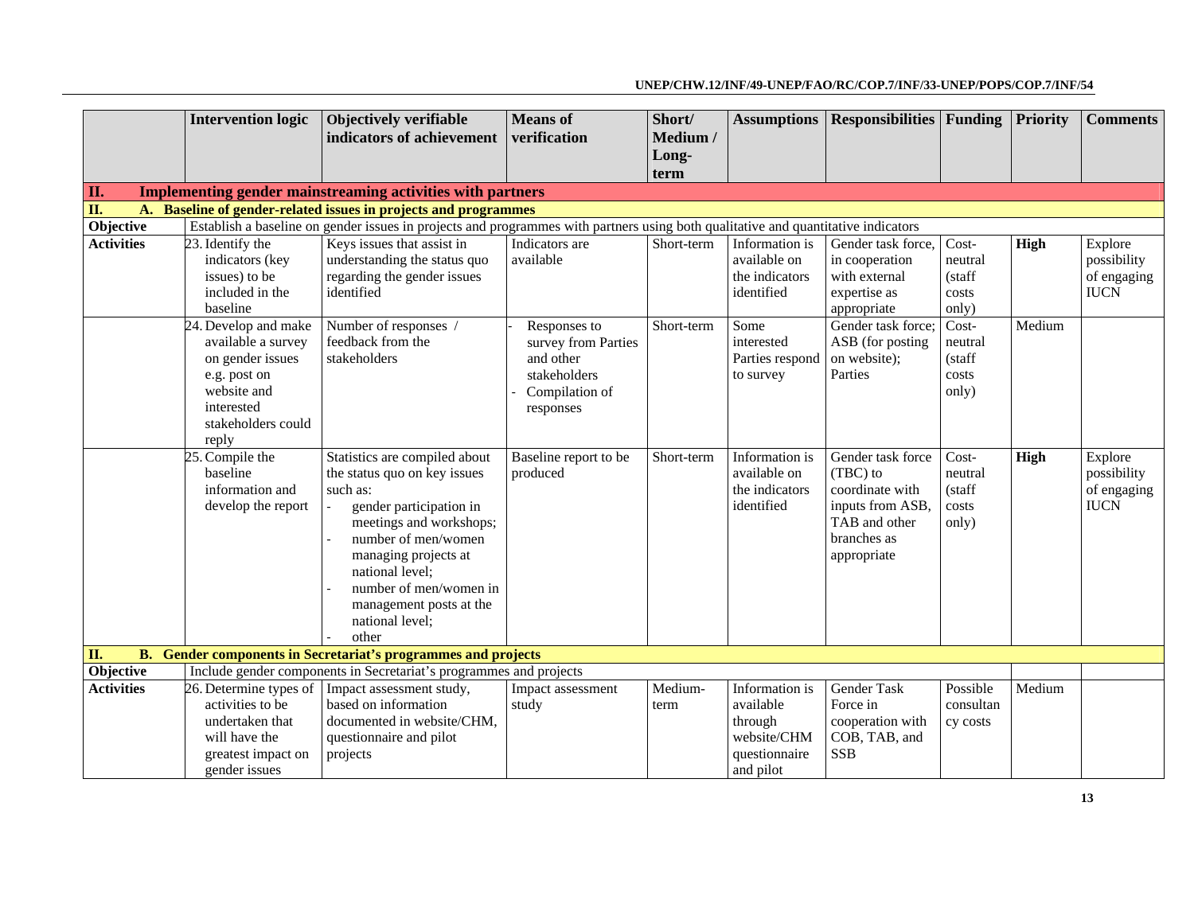| | Intervention logic | Objectively verifiable indicators of achievement | Means of verification | Short/ Medium / Long-term | Assumptions | Responsibilities | Funding | Priority | Comments |
|---|---|---|---|---|---|---|---|---|---|
| **II.** | **Implementing gender mainstreaming activities with partners** | | | | | | | | |
| **II.** | **A. Baseline of gender-related issues in projects and programmes** | | | | | | | | |
| **Objective** | Establish a baseline on gender issues in projects and programmes with partners using both qualitative and quantitative indicators | | | | | | | | |
| **Activities** | 23. Identify the indicators (key issues) to be included in the baseline | Keys issues that assist in understanding the status quo regarding the gender issues identified | Indicators are available | Short-term | Information is available on the indicators identified | Gender task force, in cooperation with external expertise as appropriate | Cost-neutral (staff costs only) | **High** | Explore possibility of engaging IUCN |
| | 24. Develop and make available a survey on gender issues e.g. post on website and interested stakeholders could reply | Number of responses / feedback from the stakeholders | - Responses to survey from Parties and other stakeholders<br>- Compilation of responses | Short-term | Some interested Parties respond to survey | Gender task force; ASB (for posting on website); Parties | Cost-neutral (staff costs only) | Medium | |
| | 25. Compile the baseline information and develop the report | Statistics are compiled about the status quo on key issues such as:<br>- gender participation in meetings and workshops;<br>- number of men/women managing projects at national level;<br>- number of men/women in management posts at the national level;<br>- other | Baseline report to be produced | Short-term | Information is available on the indicators identified | Gender task force (TBC) to coordinate with inputs from ASB, TAB and other branches as appropriate | Cost-neutral (staff costs only) | **High** | Explore possibility of engaging IUCN |
| **II.** | **B. Gender components in Secretariat's programmes and projects** | | | | | | | | |
| **Objective** | Include gender components in Secretariat's programmes and projects | | | | | | | | |
| **Activities** | 26. Determine types of activities to be undertaken that will have the greatest impact on gender issues | Impact assessment study, based on information documented in website/CHM, questionnaire and pilot projects | Impact assessment study | Medium-term | Information is available through website/CHM questionnaire and pilot | Gender Task Force in cooperation with COB, TAB, and SSB | Possible consultancy costs | Medium | |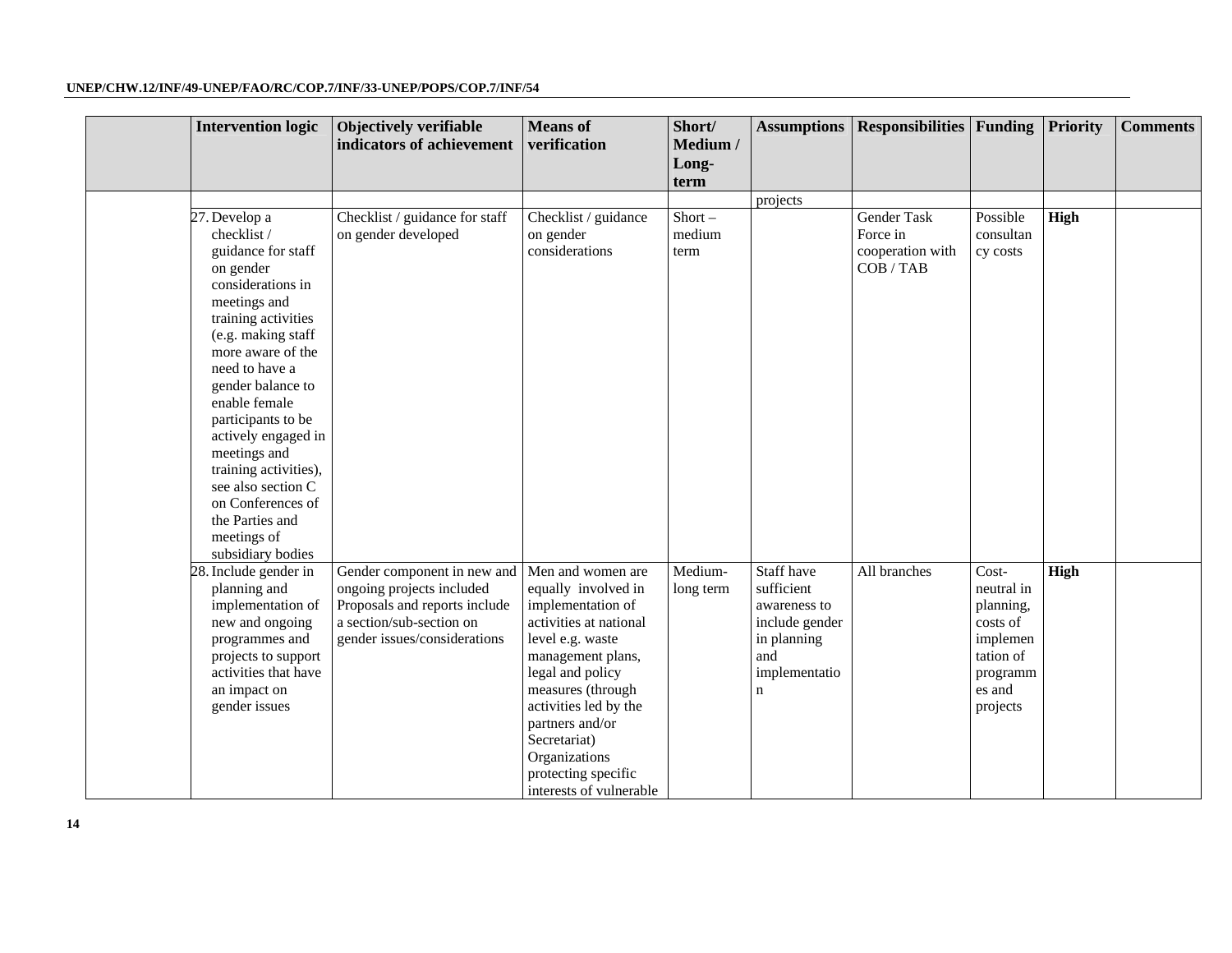| | Intervention logic | Objectively verifiable indicators of achievement | Means of verification | Short/ Medium / Long-term | Assumptions | Responsibilities | Funding | Priority | Comments |
|---|---|---|---|---|---|---|---|---|---|
| | | | | | projects | | | | |
| | 27. Develop a checklist / guidance for staff on gender considerations in meetings and training activities (e.g. making staff more aware of the need to have a gender balance to enable female participants to be actively engaged in meetings and training activities), see also section C on Conferences of the Parties and meetings of subsidiary bodies | Checklist / guidance for staff on gender developed | Checklist / guidance on gender considerations | Short – medium term | | Gender Task Force in cooperation with COB / TAB | Possible consultancy costs | **High** | |
| | 28. Include gender in planning and implementation of new and ongoing programmes and projects to support activities that have an impact on gender issues | Gender component in new and ongoing projects included Proposals and reports include a section/sub-section on gender issues/considerations | Men and women are equally involved in implementation of activities at national level e.g. waste management plans, legal and policy measures (through activities led by the partners and/or Secretariat) Organizations protecting specific interests of vulnerable | Medium-long term | Staff have sufficient awareness to include gender in planning and implementation | All branches | Cost-neutral in planning, costs of implementation of programmes and projects | **High** | |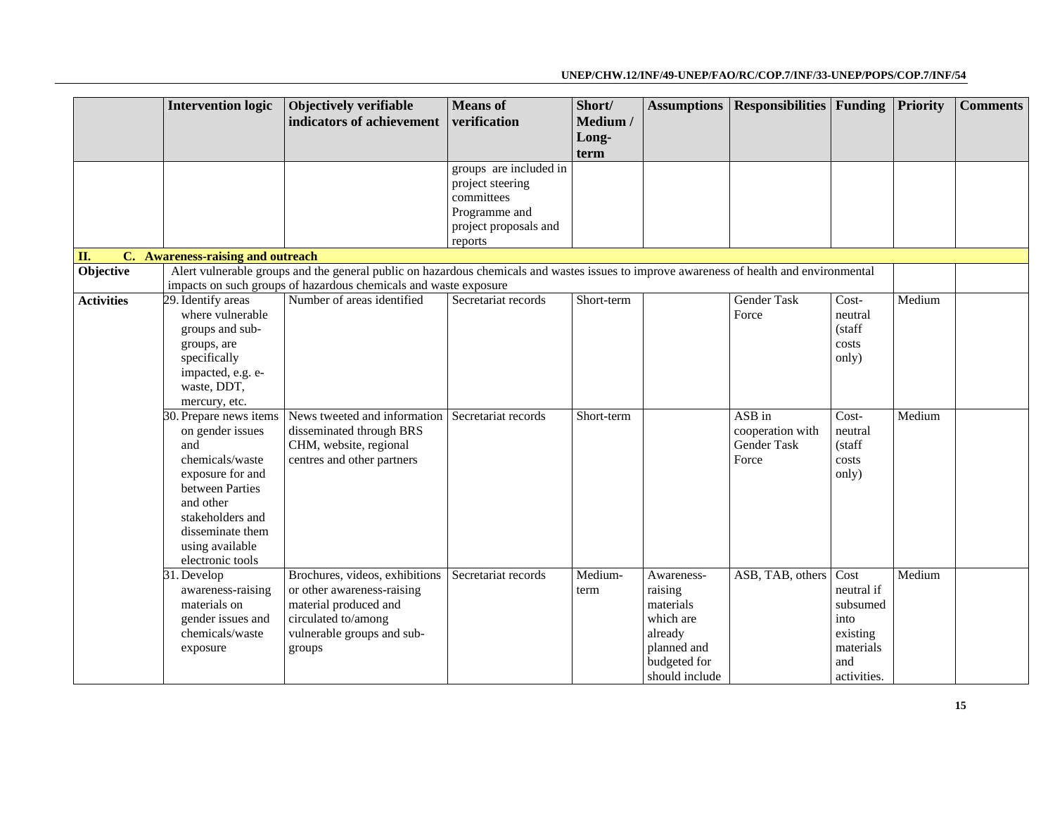| | Intervention logic | Objectively verifiable indicators of achievement | Means of verification | Short/ Medium / Long-term | Assumptions | Responsibilities | Funding | Priority | Comments |
|---|---|---|---|---|---|---|---|---|---|
| | | | groups are included in project steering committees Programme and project proposals and reports | | | | | | |
| **II. C. Awareness-raising and outreach** | | | | | | | | | |
| **Objective** | Alert vulnerable groups and the general public on hazardous chemicals and wastes issues to improve awareness of health and environmental impacts on such groups of hazardous chemicals and waste exposure | | | | | | | | |
| **Activities** | 29. Identify areas where vulnerable groups and sub-groups, are specifically impacted, e.g. e-waste, DDT, mercury, etc. | Number of areas identified | Secretariat records | Short-term | | Gender Task Force | Cost-neutral (staff costs only) | Medium | |
| | 30. Prepare news items on gender issues and chemicals/waste exposure for and between Parties and other stakeholders and disseminate them using available electronic tools | News tweeted and information disseminated through BRS CHM, website, regional centres and other partners | Secretariat records | Short-term | | ASB in cooperation with Gender Task Force | Cost-neutral (staff costs only) | Medium | |
| | 31. Develop awareness-raising materials on gender issues and chemicals/waste exposure | Brochures, videos, exhibitions or other awareness-raising material produced and circulated to/among vulnerable groups and sub-groups | Secretariat records | Medium-term | Awareness-raising materials which are already planned and budgeted for should include | ASB, TAB, others | Cost neutral if subsumed into existing materials and activities. | Medium | |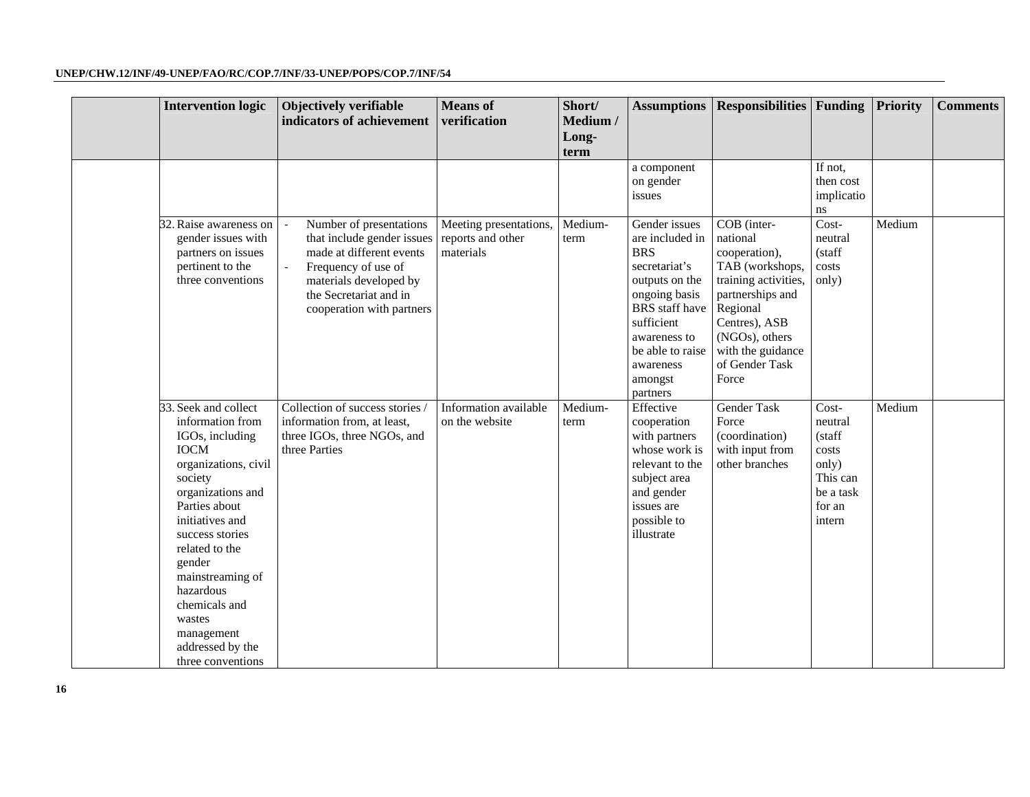| | Intervention logic | Objectively verifiable indicators of achievement | Means of verification | Short/ Medium / Long-term | Assumptions | Responsibilities | Funding | Priority | Comments |
|---|---|---|---|---|---|---|---|---|---|
| | | | | | a component on gender issues | | If not, then cost implications | | |
| | 32. Raise awareness on gender issues with partners on issues pertinent to the three conventions | - Number of presentations that include gender issues made at different events<br>- Frequency of use of materials developed by the Secretariat and in cooperation with partners | Meeting presentations, reports and other materials | Medium-term | Gender issues are included in BRS secretariat's outputs on the ongoing basis BRS staff have sufficient awareness to be able to raise awareness amongst partners | COB (inter-national cooperation), TAB (workshops, training activities, partnerships and Regional Centres), ASB (NGOs), others with the guidance of Gender Task Force | Cost-neutral (staff costs only) | Medium | |
| | 33. Seek and collect information from IGOs, including IOCM organizations, civil society organizations and Parties about initiatives and success stories related to the gender mainstreaming of hazardous chemicals and wastes management addressed by the three conventions | Collection of success stories / information from, at least, three IGOs, three NGOs, and three Parties | Information available on the website | Medium-term | Effective cooperation with partners whose work is relevant to the subject area and gender issues are possible to illustrate | Gender Task Force (coordination) with input from other branches | Cost-neutral (staff costs only) This can be a task for an intern | Medium | |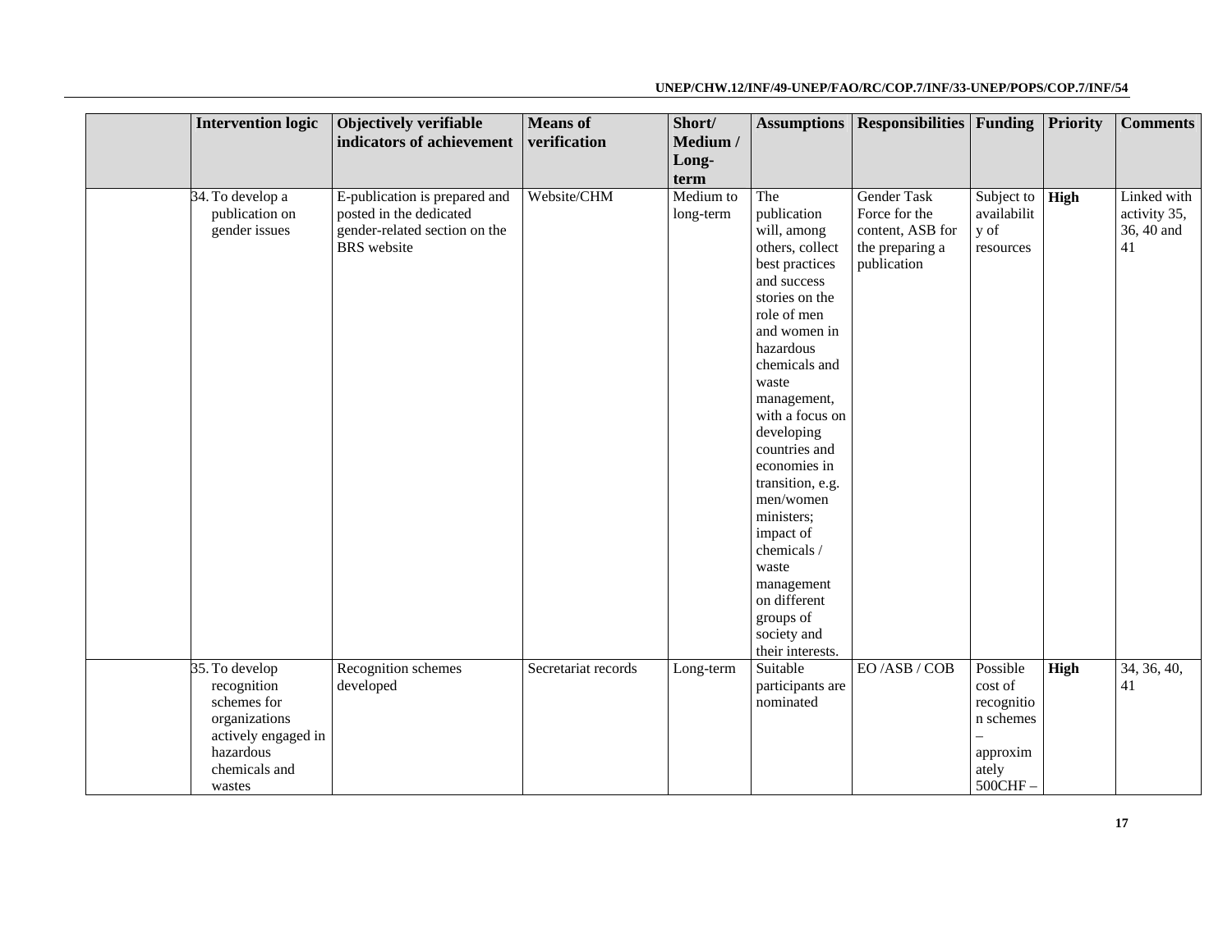| | Intervention logic | Objectively verifiable indicators of achievement | Means of verification | Short/ Medium / Long-term | Assumptions | Responsibilities | Funding | Priority | Comments |
|---|---|---|---|---|---|---|---|---|---|
| | 34. To develop a publication on gender issues | E-publication is prepared and posted in the dedicated gender-related section on the BRS website | Website/CHM | Medium to long-term | The publication will, among others, collect best practices and success stories on the role of men and women in hazardous chemicals and waste management, with a focus on developing countries and economies in transition, e.g. men/women ministers; impact of chemicals / waste management on different groups of society and their interests. | Gender Task Force for the content, ASB for the preparing a publication | Subject to availability of resources | **High** | Linked with activity 35, 36, 40 and 41 |
| | 35. To develop recognition schemes for organizations actively engaged in hazardous chemicals and wastes | Recognition schemes developed | Secretariat records | Long-term | Suitable participants are nominated | EO /ASB / COB | Possible cost of recognition schemes – approximately 500CHF – | **High** | 34, 36, 40, 41 |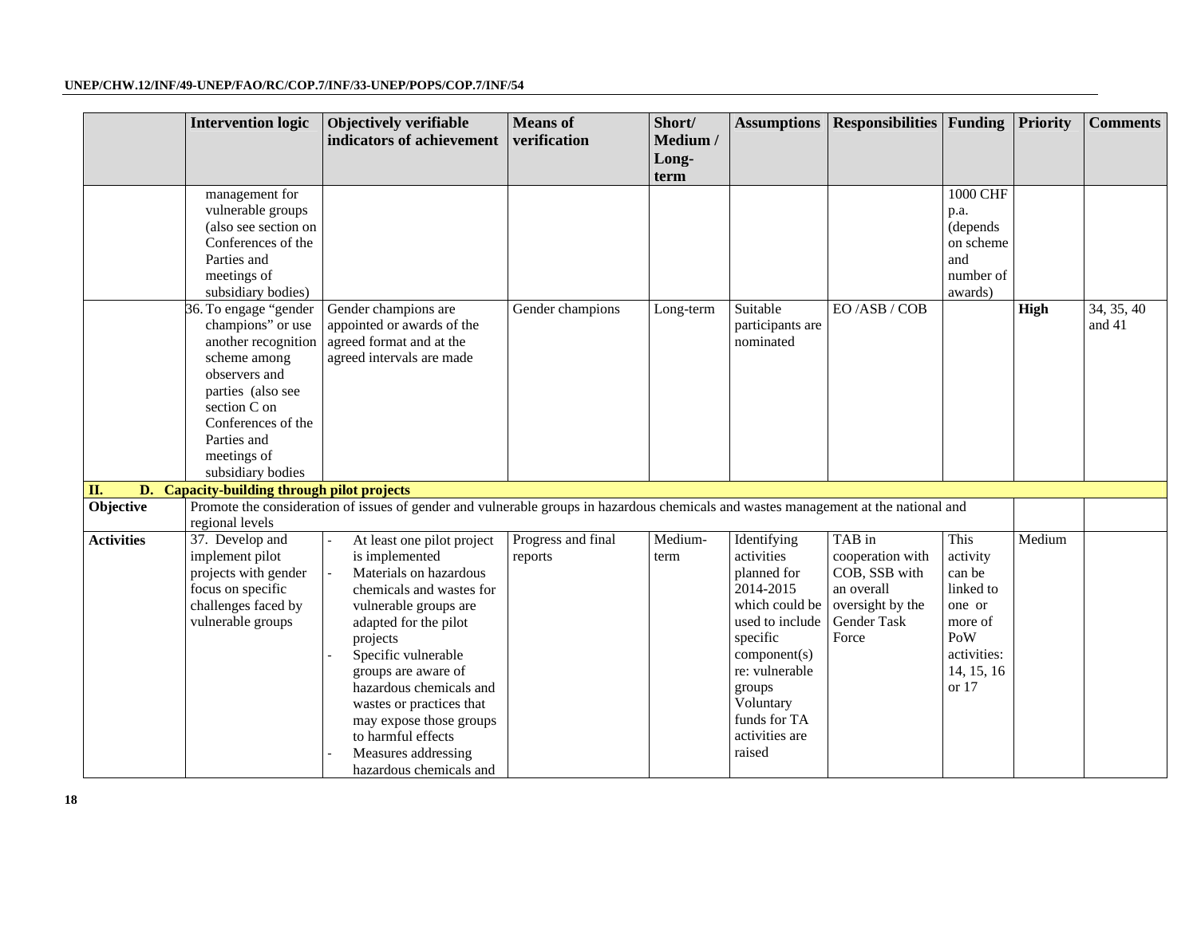|  | Intervention logic | Objectively verifiable indicators of achievement | Means of verification | Short/ Medium / Long-term | Assumptions | Responsibilities | Funding | Priority | Comments |
|---|---|---|---|---|---|---|---|---|---|
|  | management for vulnerable groups (also see section on Conferences of the Parties and meetings of subsidiary bodies) |  |  |  |  |  | 1000 CHF p.a. (depends on scheme and number of awards) |  |  |
|  | 36. To engage "gender champions" or use another recognition scheme among observers and parties (also see section C on Conferences of the Parties and meetings of subsidiary bodies | Gender champions are appointed or awards of the agreed format and at the agreed intervals are made | Gender champions | Long-term | Suitable participants are nominated | EO /ASB / COB |  | **High** | 34, 35, 40 and 41 |
| **II. D. Capacity-building through pilot projects** |  |  |  |  |  |  |  |  |  |
| **Objective** | Promote the consideration of issues of gender and vulnerable groups in hazardous chemicals and wastes management at the national and regional levels |  |  |  |  |  |  |  |  |
| **Activities** | 37. Develop and implement pilot projects with gender focus on specific challenges faced by vulnerable groups | - At least one pilot project is implemented<br>- Materials on hazardous chemicals and wastes for vulnerable groups are adapted for the pilot projects<br>- Specific vulnerable groups are aware of hazardous chemicals and wastes or practices that may expose those groups to harmful effects<br>- Measures addressing hazardous chemicals and | Progress and final reports | Medium-term | Identifying activities planned for 2014-2015 which could be used to include specific component(s) re: vulnerable groups<br>Voluntary funds for TA activities are raised | TAB in cooperation with COB, SSB with an overall oversight by the Gender Task Force | This activity can be linked to one or more of PoW activities: 14, 15, 16 or 17 | Medium |  |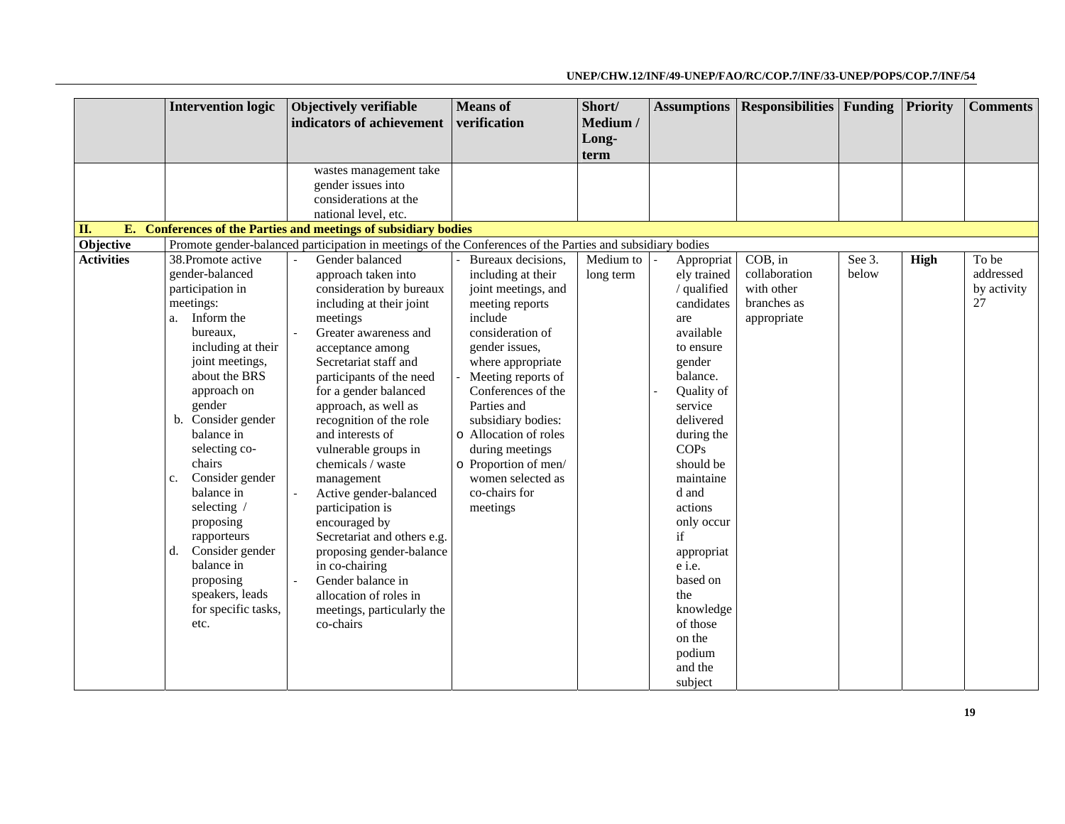| | Intervention logic | Objectively verifiable indicators of achievement | Means of verification | Short/ Medium / Long-term | Assumptions | Responsibilities | Funding | Priority | Comments |
|---|---|---|---|---|---|---|---|---|---|
| | | wastes management take gender issues into considerations at the national level, etc. | | | | | | | |
| **II. E. Conferences of the Parties and meetings of subsidiary bodies** | | | | | | | | | |
| **Objective** | Promote gender-balanced participation in meetings of the Conferences of the Parties and subsidiary bodies | | | | | | | | |
| **Activities** | 38.Promote active gender-balanced participation in meetings:<br>a. Inform the bureaux, including at their joint meetings, about the BRS approach on gender<br>b. Consider gender balance in selecting co-chairs<br>c. Consider gender balance in selecting / proposing rapporteurs<br>d. Consider gender balance in proposing speakers, leads for specific tasks, etc. | - Gender balanced approach taken into consideration by bureaux including at their joint meetings<br>- Greater awareness and acceptance among Secretariat staff and participants of the need for a gender balanced approach, as well as recognition of the role and interests of vulnerable groups in chemicals / waste management<br>- Active gender-balanced participation is encouraged by Secretariat and others e.g. proposing gender-balance in co-chairing<br>- Gender balance in allocation of roles in meetings, particularly the co-chairs | - Bureaux decisions, including at their joint meetings, and meeting reports include consideration of gender issues, where appropriate<br>- Meeting reports of Conferences of the Parties and subsidiary bodies:<br>o Allocation of roles during meetings<br>o Proportion of men/ women selected as co-chairs for meetings | Medium to long term | - Appropriately trained / qualified candidates are available to ensure gender balance.<br>- Quality of service delivered during the COPs should be maintained and actions only occur if appropriate i.e. based on the knowledge of those on the podium and the subject | COB, in collaboration with other branches as appropriate | See 3. below | **High** | To be addressed by activity 27 |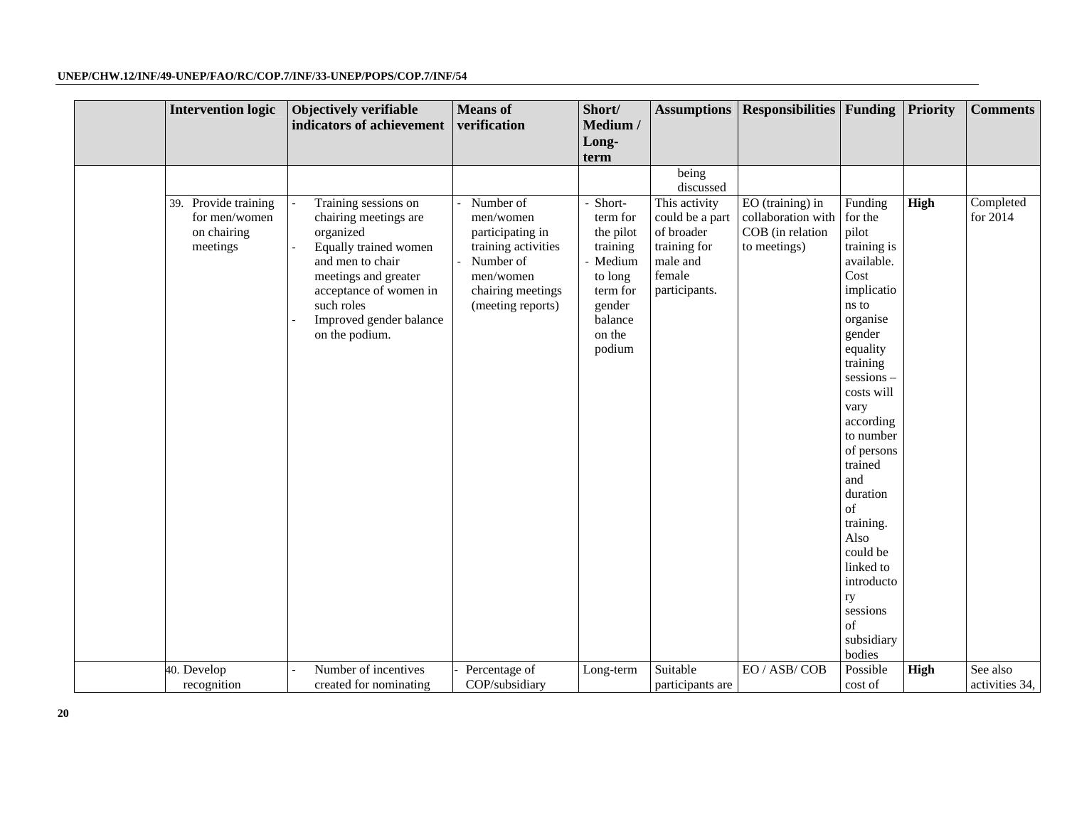| | Intervention logic | Objectively verifiable indicators of achievement | Means of verification | Short/ Medium / Long-term | Assumptions | Responsibilities | Funding | Priority | Comments |
|---|---|---|---|---|---|---|---|---|---|
| | | | | | being discussed | | | | |
| | 39. Provide training for men/women on chairing meetings | - Training sessions on chairing meetings are organized<br>- Equally trained women and men to chair meetings and greater acceptance of women in such roles<br>- Improved gender balance on the podium. | - Number of men/women participating in training activities<br>- Number of men/women chairing meetings (meeting reports) | - Short-term for the pilot training<br>- Medium to long term for gender balance on the podium | This activity could be a part of broader training for male and female participants. | EO (training) in collaboration with COB (in relation to meetings) | Funding for the pilot training is available. Cost implications to organise gender equality training sessions – costs will vary according to number of persons trained and duration of training. Also could be linked to introductory sessions of subsidiary bodies | **High** | Completed for 2014 |
| | 40. Develop recognition | - Number of incentives created for nominating | - Percentage of COP/subsidiary | Long-term | Suitable participants are | EO / ASB/ COB | Possible cost of | **High** | See also activities 34, |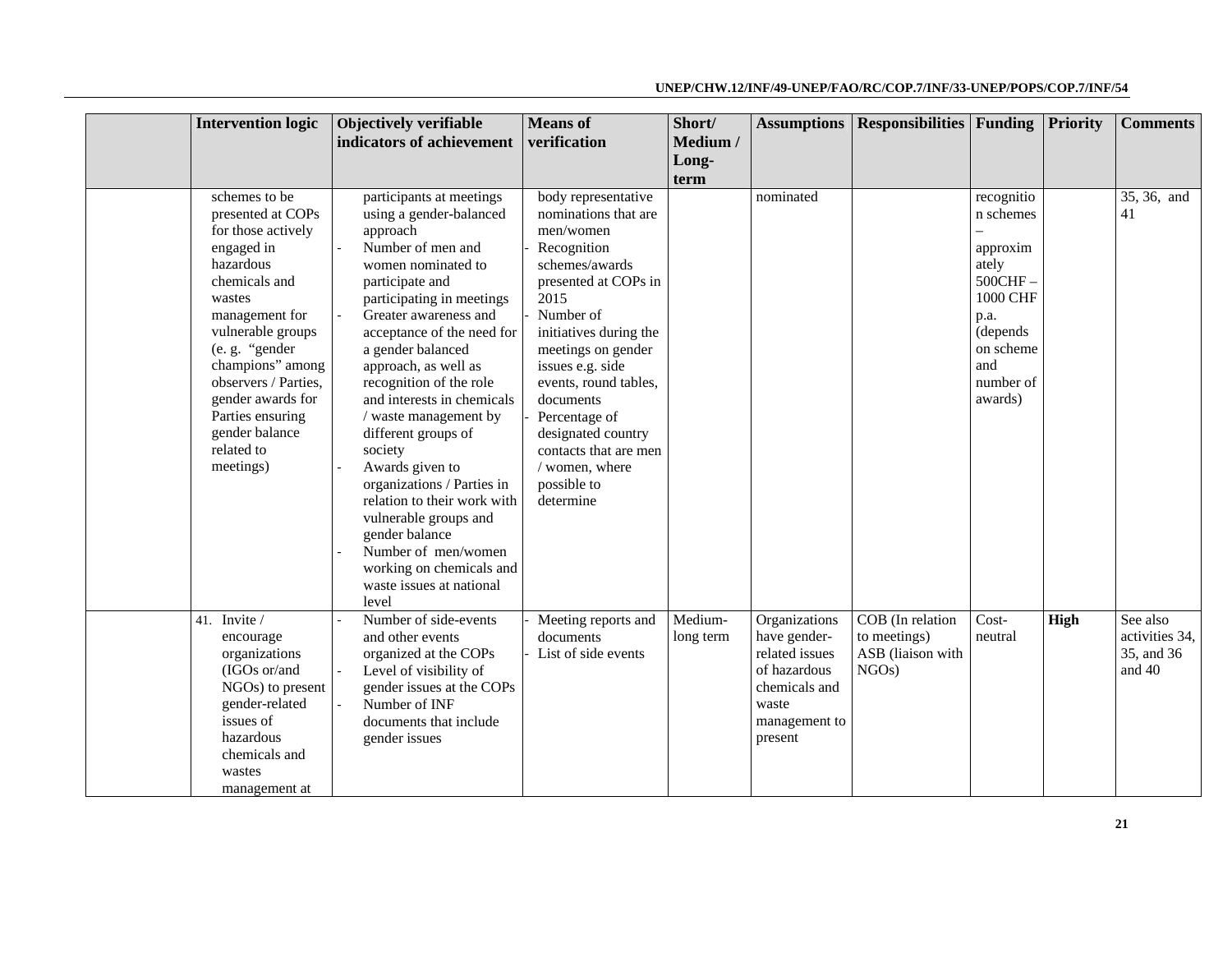| | Intervention logic | Objectively verifiable indicators of achievement | Means of verification | Short/ Medium / Long-term | Assumptions | Responsibilities | Funding | Priority | Comments |
|---|---|---|---|---|---|---|---|---|---|
| | schemes to be presented at COPs for those actively engaged in hazardous chemicals and wastes management for vulnerable groups (e. g. "gender champions" among observers / Parties, gender awards for Parties ensuring gender balance related to meetings) | participants at meetings using a gender-balanced approach<br>- Number of men and women nominated to participate and participating in meetings<br>- Greater awareness and acceptance of the need for a gender balanced approach, as well as recognition of the role and interests in chemicals / waste management by different groups of society<br>- Awards given to organizations / Parties in relation to their work with vulnerable groups and gender balance<br>- Number of men/women working on chemicals and waste issues at national level | body representative nominations that are men/women<br>- Recognition schemes/awards presented at COPs in 2015<br>- Number of initiatives during the meetings on gender issues e.g. side events, round tables, documents<br>- Percentage of designated country contacts that are men / women, where possible to determine | | nominated | | recognition schemes – approximately 500CHF – 1000 CHF p.a. (depends on scheme and number of awards) | | 35, 36, and 41 |
| | 41. Invite / encourage organizations (IGOs or/and NGOs) to present gender-related issues of hazardous chemicals and wastes management at | - Number of side-events and other events organized at the COPs<br>- Level of visibility of gender issues at the COPs<br>- Number of INF documents that include gender issues | - Meeting reports and documents<br>- List of side events | Medium-long term | Organizations have gender-related issues of hazardous chemicals and waste management to present | COB (In relation to meetings)<br>ASB (liaison with NGOs) | Cost-neutral | **High** | See also activities 34, 35, and 36 and 40 |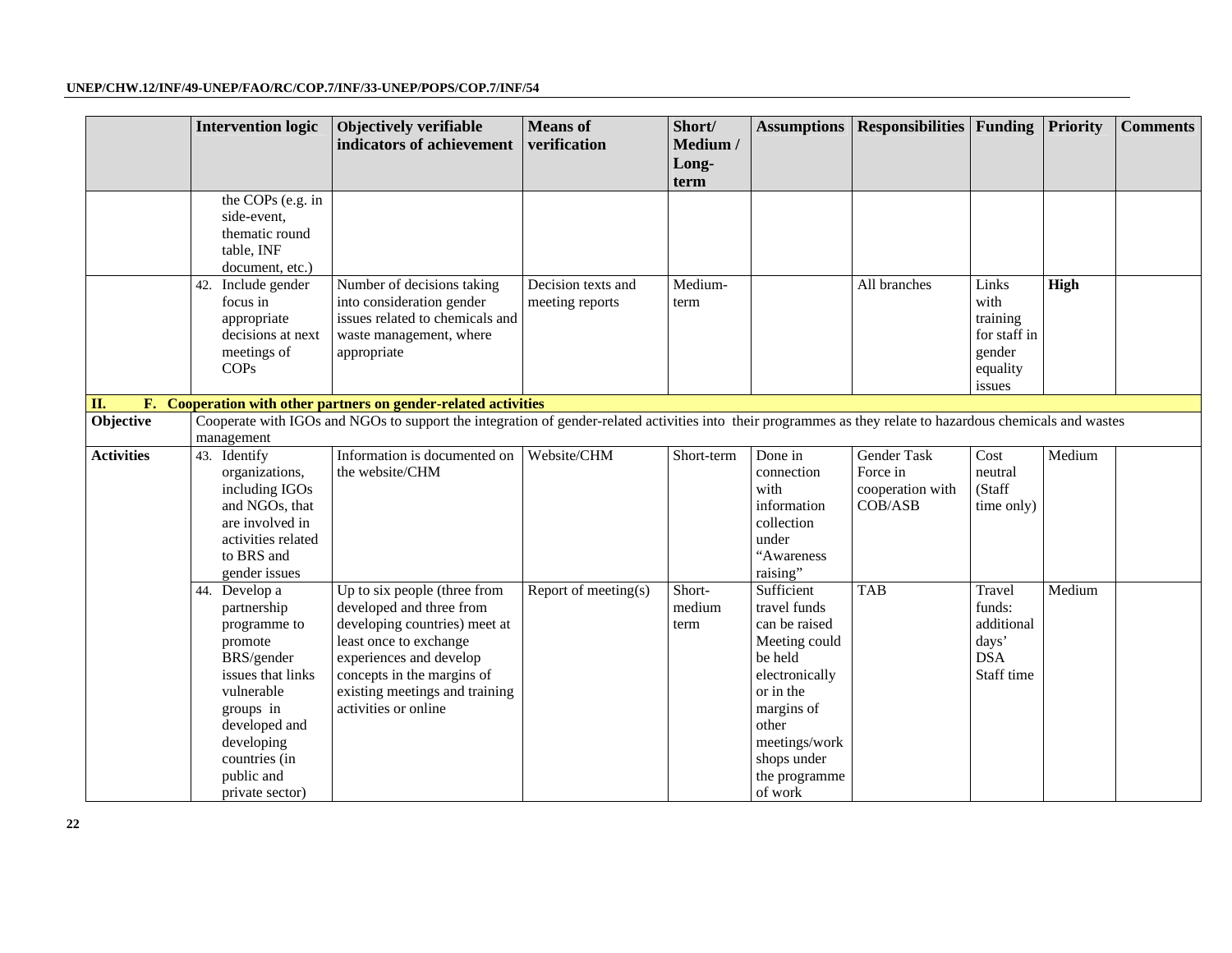| | Intervention logic | Objectively verifiable indicators of achievement | Means of verification | Short/ Medium / Long-term | Assumptions | Responsibilities | Funding | Priority | Comments |
|---|---|---|---|---|---|---|---|---|---|
| | the COPs (e.g. in side-event, thematic round table, INF document, etc.) | | | | | | | | |
| | 42. Include gender focus in appropriate decisions at next meetings of COPs | Number of decisions taking into consideration gender issues related to chemicals and waste management, where appropriate | Decision texts and meeting reports | Medium-term | | All branches | Links with training for staff in gender equality issues | **High** | |
| **II. F. Cooperation with other partners on gender-related activities** | | | | | | | | | |
| **Objective** | Cooperate with IGOs and NGOs to support the integration of gender-related activities into their programmes as they relate to hazardous chemicals and wastes management | | | | | | | | |
| **Activities** | 43. Identify organizations, including IGOs and NGOs, that are involved in activities related to BRS and gender issues | Information is documented on the website/CHM | Website/CHM | Short-term | Done in connection with information collection under "Awareness raising" | Gender Task Force in cooperation with COB/ASB | Cost neutral (Staff time only) | Medium | |
| | 44. Develop a partnership programme to promote BRS/gender issues that links vulnerable groups in developed and developing countries (in public and private sector) | Up to six people (three from developed and three from developing countries) meet at least once to exchange experiences and develop concepts in the margins of existing meetings and training activities or online | Report of meeting(s) | Short-medium term | Sufficient travel funds can be raised Meeting could be held electronically or in the margins of other meetings/workshops under the programme of work | TAB | Travel funds: additional days' DSA Staff time | Medium | |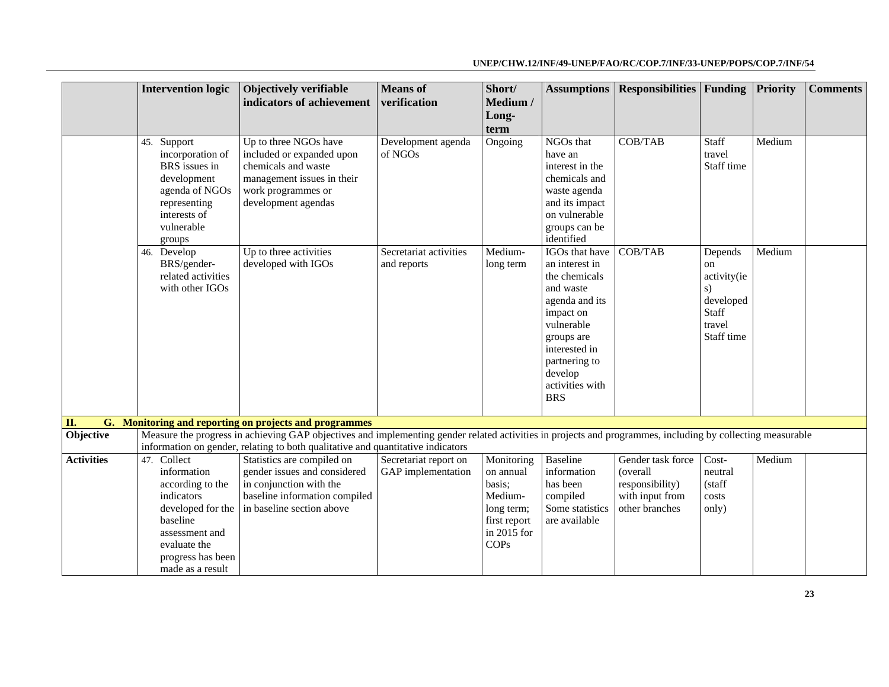| | Intervention logic | Objectively verifiable indicators of achievement | Means of verification | Short/ Medium / Long-term | Assumptions | Responsibilities | Funding | Priority | Comments |
|---|---|---|---|---|---|---|---|---|---|
| | 45. Support incorporation of BRS issues in development agenda of NGOs representing interests of vulnerable groups | Up to three NGOs have included or expanded upon chemicals and waste management issues in their work programmes or development agendas | Development agenda of NGOs | Ongoing | NGOs that have an interest in the chemicals and waste agenda and its impact on vulnerable groups can be identified | COB/TAB | Staff travel Staff time | Medium | |
| | 46. Develop BRS/gender-related activities with other IGOs | Up to three activities developed with IGOs | Secretariat activities and reports | Medium-long term | IGOs that have an interest in the chemicals and waste agenda and its impact on vulnerable groups are interested in partnering to develop activities with BRS | COB/TAB | Depends on activity(ies) developed Staff travel Staff time | Medium | |
| **II. G. Monitoring and reporting on projects and programmes** | | | | | | | | | |
| **Objective** | Measure the progress in achieving GAP objectives and implementing gender related activities in projects and programmes, including by collecting measurable information on gender, relating to both qualitative and quantitative indicators | | | | | | | | |
| **Activities** | 47. Collect information according to the indicators developed for the baseline assessment and evaluate the progress has been made as a result | Statistics are compiled on gender issues and considered in conjunction with the baseline information compiled in baseline section above | Secretariat report on GAP implementation | Monitoring on annual basis; Medium-long term; first report in 2015 for COPs | Baseline information has been compiled Some statistics are available | Gender task force (overall responsibility) with input from other branches | Cost-neutral (staff costs only) | Medium | |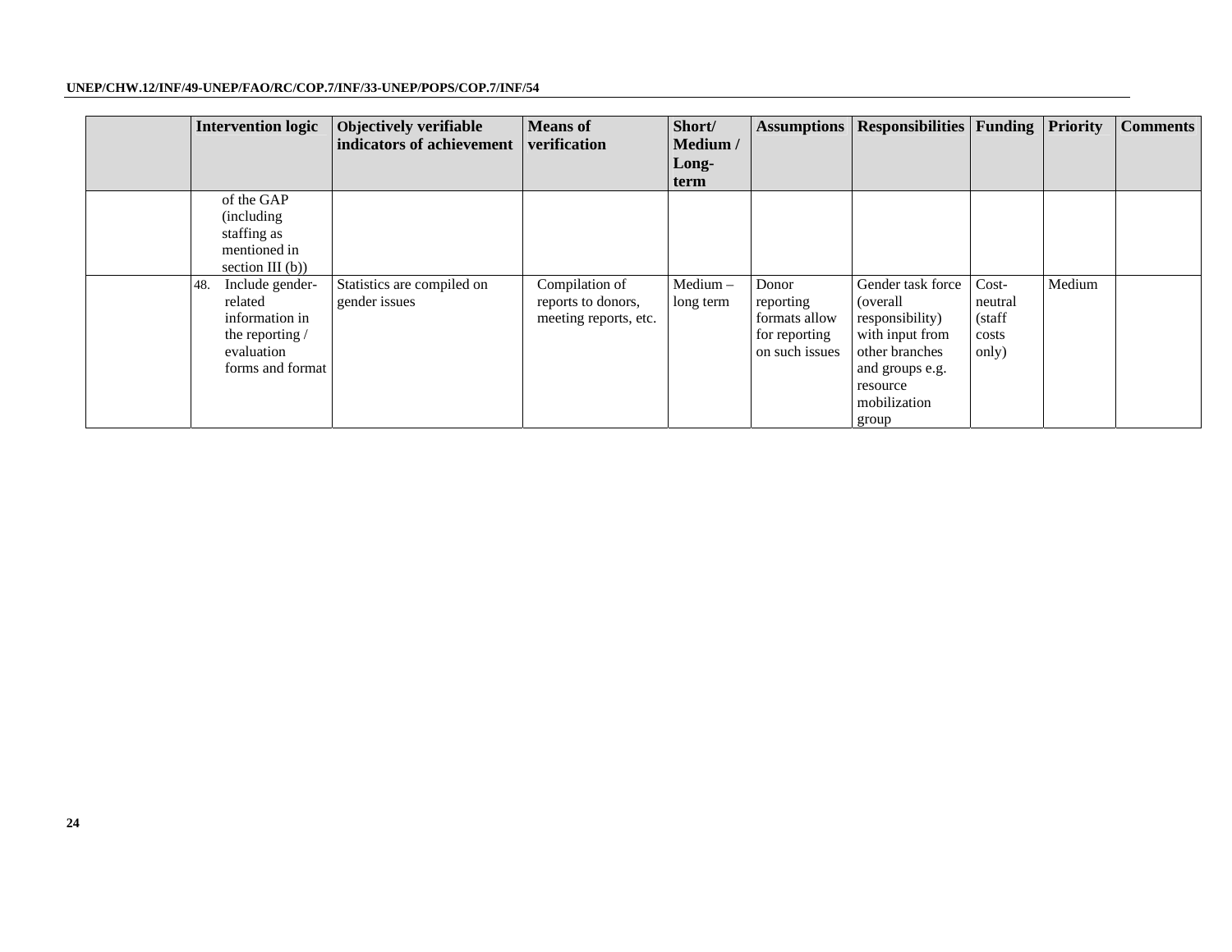| | Intervention logic | Objectively verifiable indicators of achievement | Means of verification | Short/ Medium / Long-term | Assumptions | Responsibilities | Funding | Priority | Comments |
|---|---|---|---|---|---|---|---|---|---|
| | of the GAP (including staffing as mentioned in section III (b)) | | | | | | | | |
| | 48. Include gender-related information in the reporting / evaluation forms and format | Statistics are compiled on gender issues | Compilation of reports to donors, meeting reports, etc. | Medium – long term | Donor reporting formats allow for reporting on such issues | Gender task force (overall responsibility) with input from other branches and groups e.g. resource mobilization group | Cost-neutral (staff costs only) | Medium | |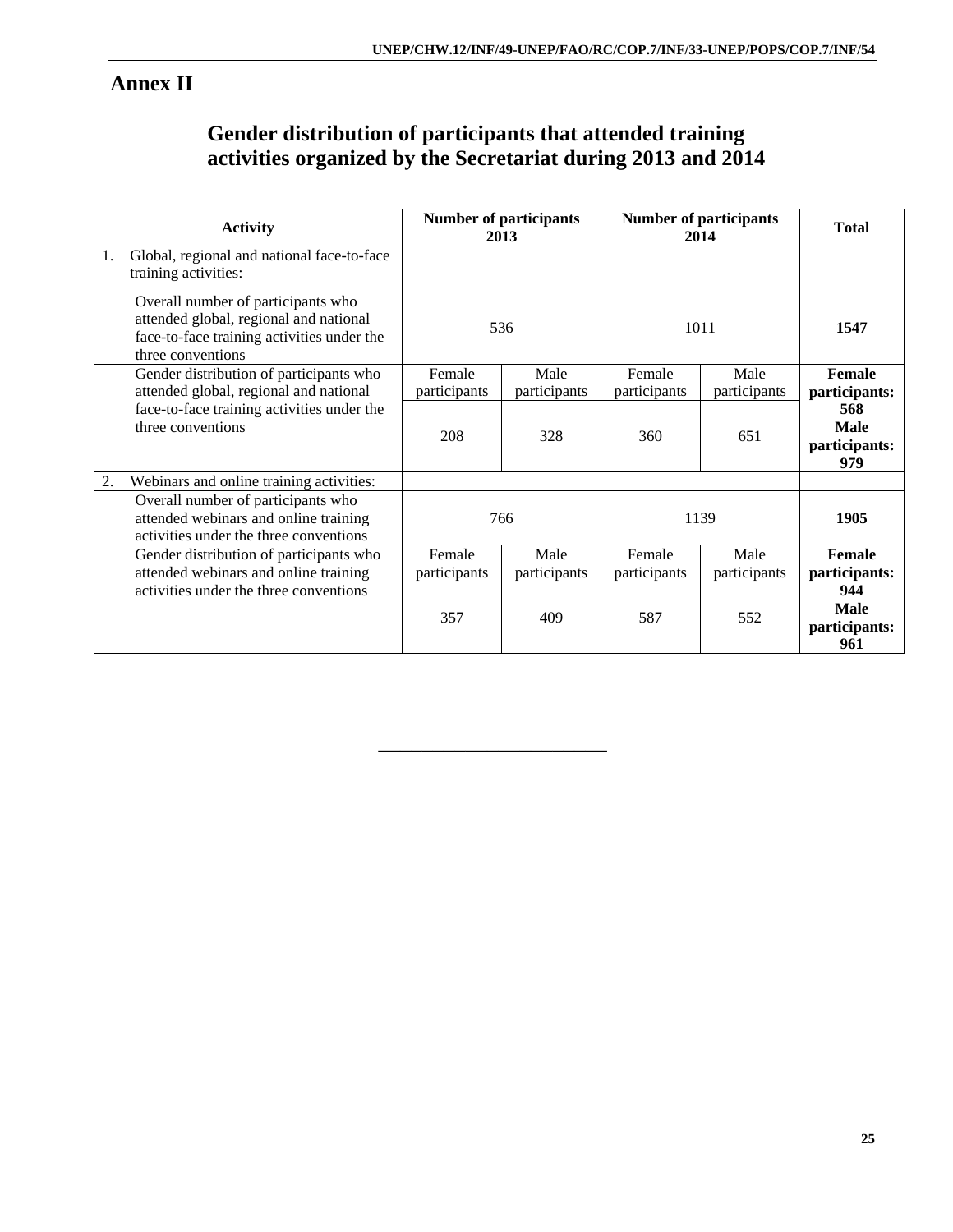# Annex II

## Gender distribution of participants that attended training activities organized by the Secretariat during 2013 and 2014

| Activity | Number of participants 2013 | | Number of participants 2014 | | Total |
|---|---|---|---|---|---|
| 1. Global, regional and national face-to-face training activities: | | | | | |
| Overall number of participants who attended global, regional and national face-to-face training activities under the three conventions | 536 | | 1011 | | **1547** |
| Gender distribution of participants who attended global, regional and national face-to-face training activities under the three conventions | Female participants | Male participants | Female participants | Male participants | **Female participants: 568** |
| | 208 | 328 | 360 | 651 | **Male participants: 979** |
| 2. Webinars and online training activities: | | | | | |
| Overall number of participants who attended webinars and online training activities under the three conventions | 766 | | 1139 | | **1905** |
| Gender distribution of participants who attended webinars and online training activities under the three conventions | Female participants | Male participants | Female participants | Male participants | **Female participants: 944** |
| | 357 | 409 | 587 | 552 | **Male participants: 961** |